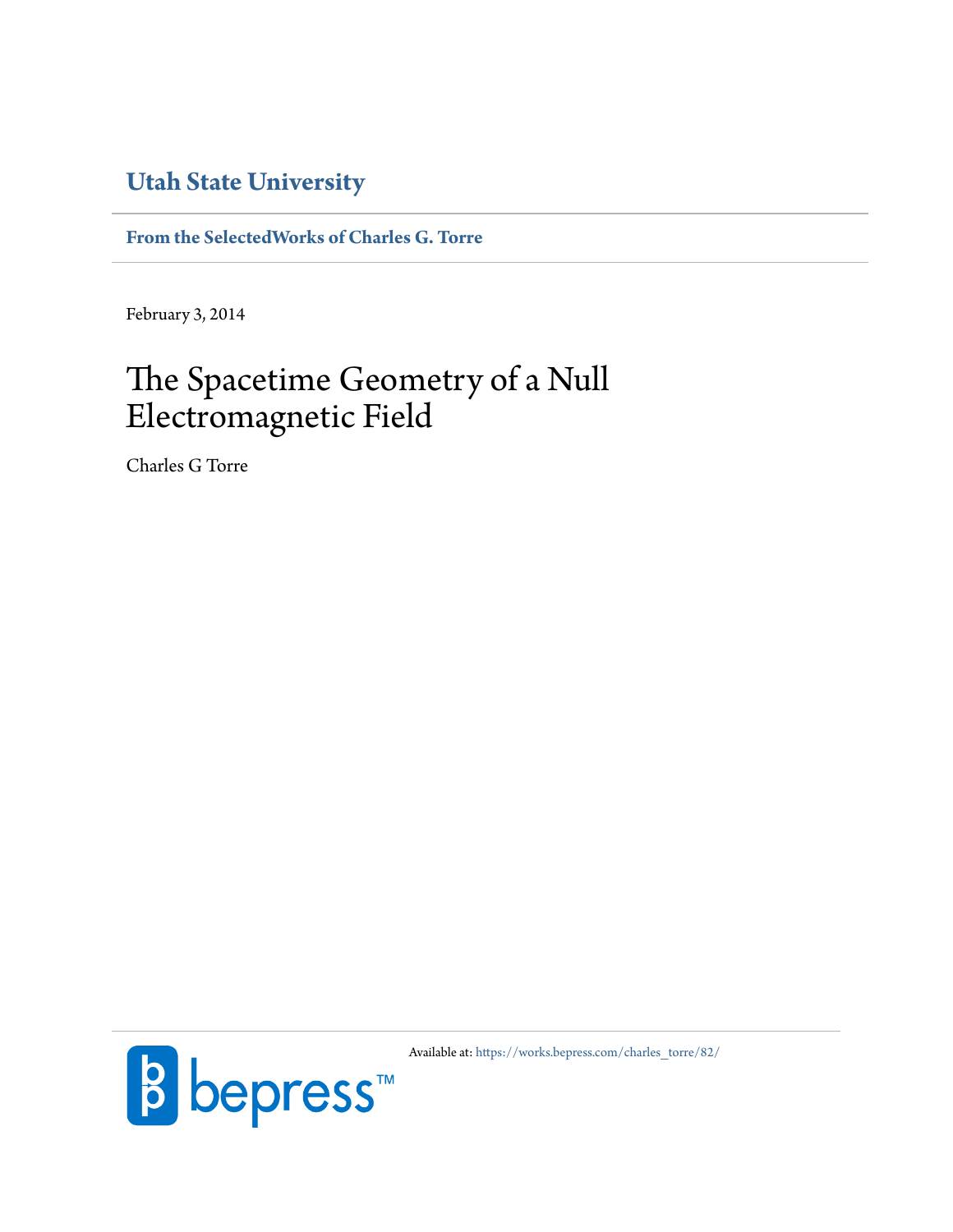# Utah State University

**From the SelectedWorks of Charles G. Torre**

February 3, 2014

# The Spacetime Geometry of a Null Electromagnetic Field

Charles G Torre

Available at: https://works.bepress.com/charles_torre/82/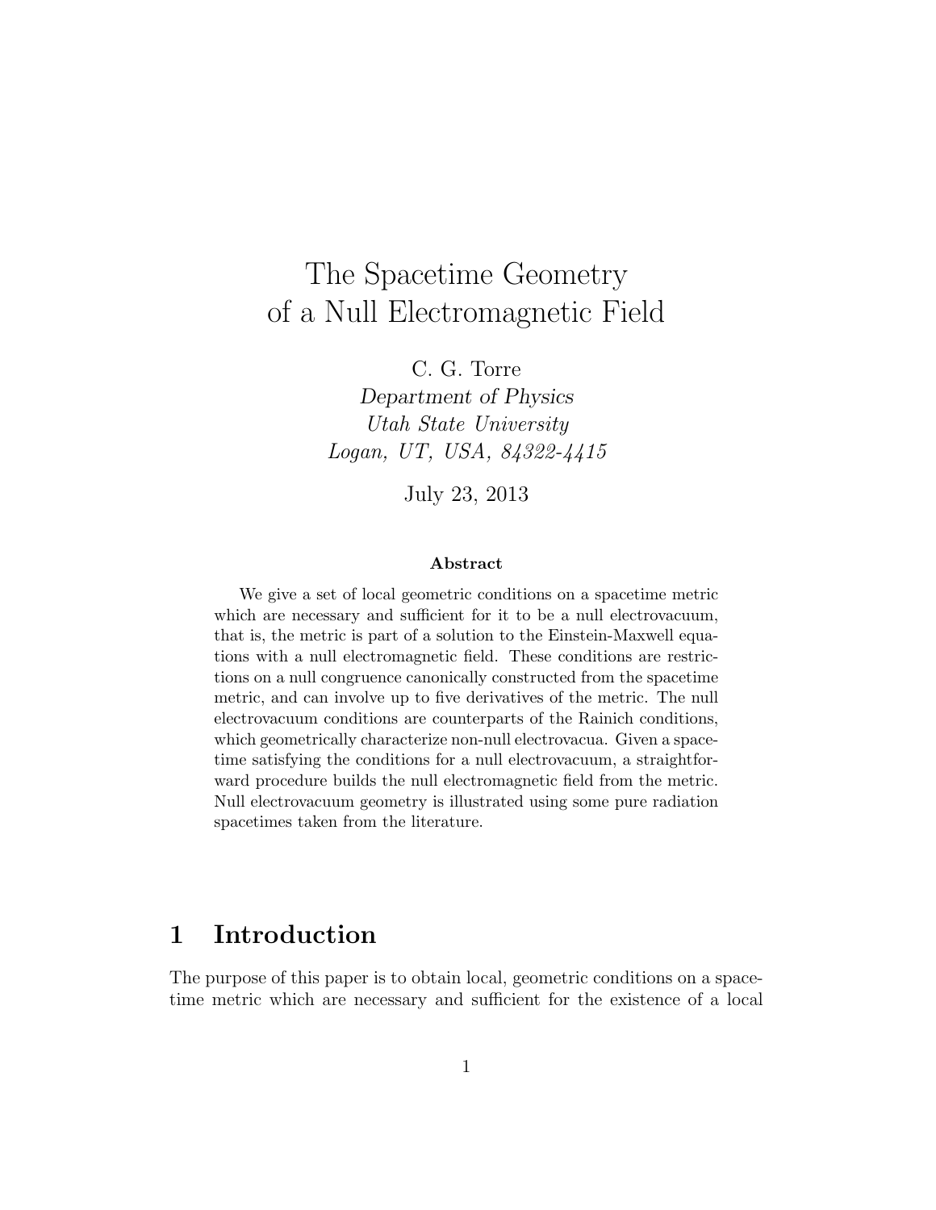# The Spacetime Geometry of a Null Electromagnetic Field

C. G. Torre

*Department of Physics*
*Utah State University*
*Logan, UT, USA, 84322-4415*

July 23, 2013

**Abstract**

We give a set of local geometric conditions on a spacetime metric which are necessary and sufficient for it to be a null electrovacuum, that is, the metric is part of a solution to the Einstein-Maxwell equations with a null electromagnetic field. These conditions are restrictions on a null congruence canonically constructed from the spacetime metric, and can involve up to five derivatives of the metric. The null electrovacuum conditions are counterparts of the Rainich conditions, which geometrically characterize non-null electrovacua. Given a spacetime satisfying the conditions for a null electrovacuum, a straightforward procedure builds the null electromagnetic field from the metric. Null electrovacuum geometry is illustrated using some pure radiation spacetimes taken from the literature.

## 1 Introduction

The purpose of this paper is to obtain local, geometric conditions on a spacetime metric which are necessary and sufficient for the existence of a local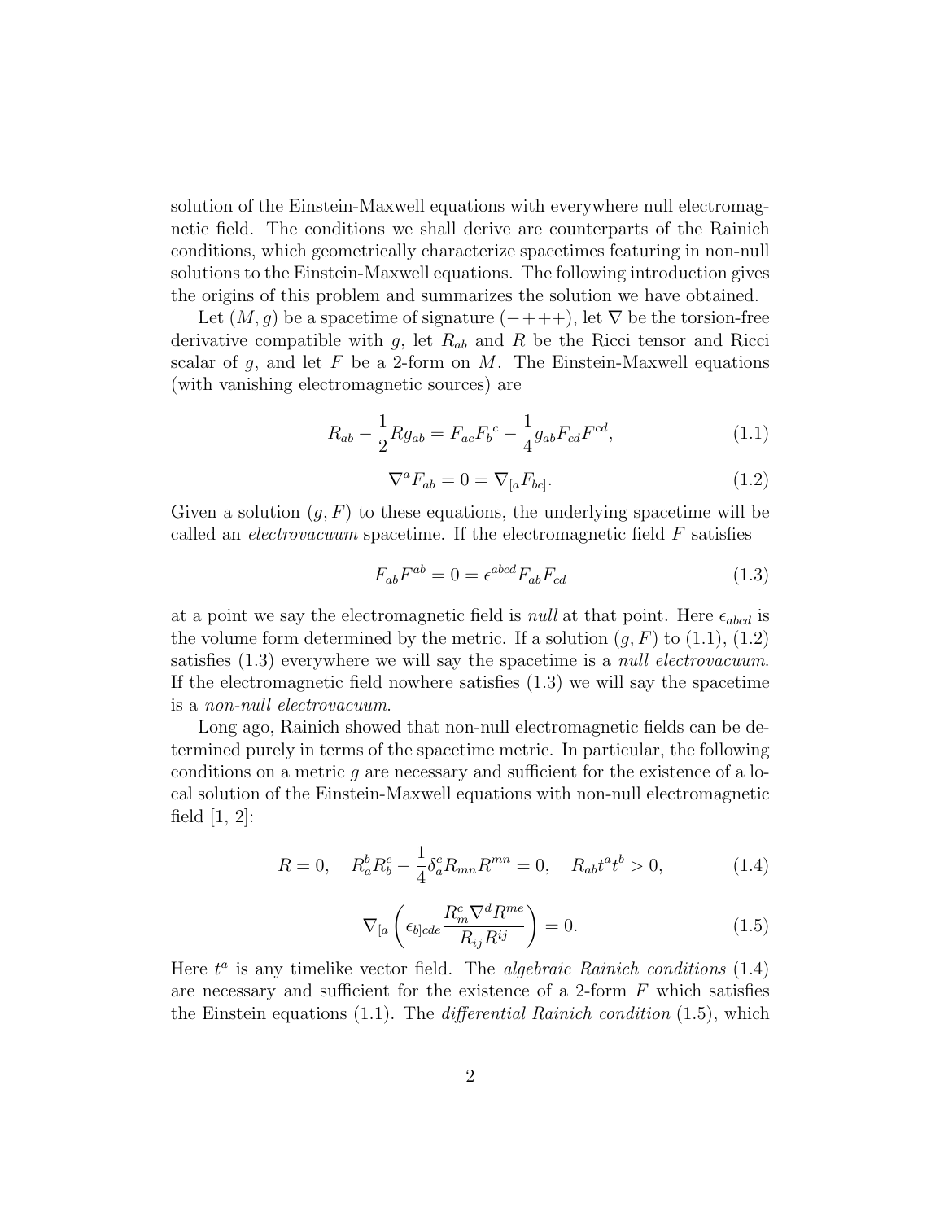solution of the Einstein-Maxwell equations with everywhere null electromagnetic field. The conditions we shall derive are counterparts of the Rainich conditions, which geometrically characterize spacetimes featuring in non-null solutions to the Einstein-Maxwell equations. The following introduction gives the origins of this problem and summarizes the solution we have obtained.

Let $(M, g)$ be a spacetime of signature $(-+++)$, let $\nabla$ be the torsion-free derivative compatible with $g$, let $R_{ab}$ and $R$ be the Ricci tensor and Ricci scalar of $g$, and let $F$ be a 2-form on $M$. The Einstein-Maxwell equations (with vanishing electromagnetic sources) are

$$R_{ab} - \frac{1}{2}Rg_{ab} = F_{ac}F_b{}^c - \frac{1}{4}g_{ab}F_{cd}F^{cd}, \tag{1.1}$$

$$\nabla^a F_{ab} = 0 = \nabla_{[a}F_{bc]}. \tag{1.2}$$

Given a solution $(g, F)$ to these equations, the underlying spacetime will be called an *electrovacuum* spacetime. If the electromagnetic field $F$ satisfies

$$F_{ab}F^{ab} = 0 = \epsilon^{abcd}F_{ab}F_{cd} \tag{1.3}$$

at a point we say the electromagnetic field is *null* at that point. Here $\epsilon_{abcd}$ is the volume form determined by the metric. If a solution $(g, F)$ to (1.1), (1.2) satisfies (1.3) everywhere we will say the spacetime is a *null electrovacuum*. If the electromagnetic field nowhere satisfies (1.3) we will say the spacetime is a *non-null electrovacuum*.

Long ago, Rainich showed that non-null electromagnetic fields can be determined purely in terms of the spacetime metric. In particular, the following conditions on a metric $g$ are necessary and sufficient for the existence of a local solution of the Einstein-Maxwell equations with non-null electromagnetic field [1, 2]:

$$R = 0, \quad R_a^b R_b^c - \frac{1}{4}\delta_a^c R_{mn}R^{mn} = 0, \quad R_{ab}t^a t^b > 0, \tag{1.4}$$

$$\nabla_{[a}\left(\epsilon_{b]cde}\frac{R_m^c \nabla^d R^{me}}{R_{ij}R^{ij}}\right) = 0. \tag{1.5}$$

Here $t^a$ is any timelike vector field. The *algebraic Rainich conditions* (1.4) are necessary and sufficient for the existence of a 2-form $F$ which satisfies the Einstein equations (1.1). The *differential Rainich condition* (1.5), which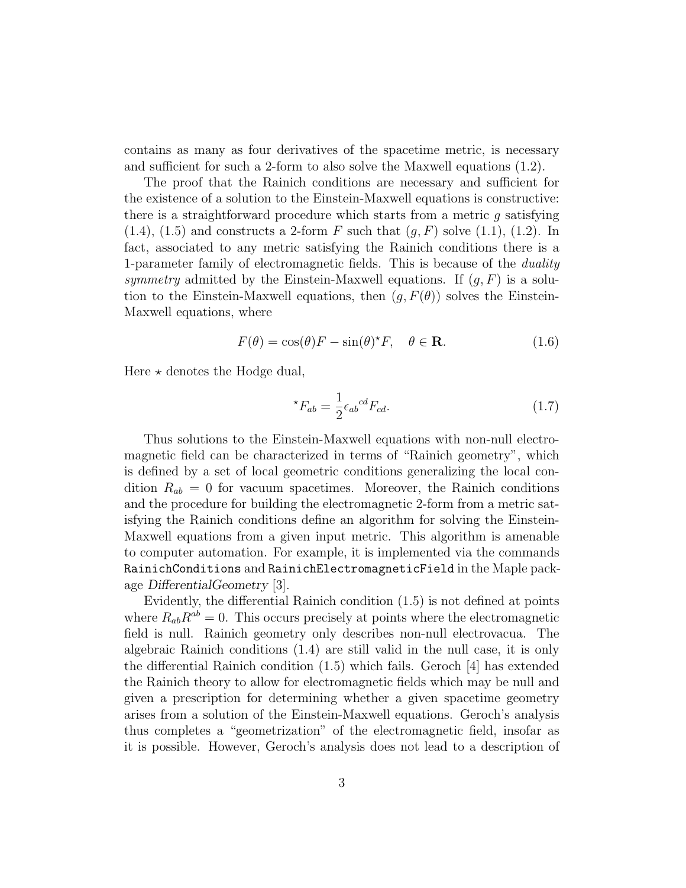contains as many as four derivatives of the spacetime metric, is necessary and sufficient for such a 2-form to also solve the Maxwell equations (1.2).

The proof that the Rainich conditions are necessary and sufficient for the existence of a solution to the Einstein-Maxwell equations is constructive: there is a straightforward procedure which starts from a metric $g$ satisfying (1.4), (1.5) and constructs a 2-form $F$ such that $(g, F)$ solve (1.1), (1.2). In fact, associated to any metric satisfying the Rainich conditions there is a 1-parameter family of electromagnetic fields. This is because of the *duality symmetry* admitted by the Einstein-Maxwell equations. If $(g, F)$ is a solution to the Einstein-Maxwell equations, then $(g, F(\theta))$ solves the Einstein-Maxwell equations, where

$$F(\theta) = \cos(\theta)F - \sin(\theta)^{\star}F, \quad \theta \in \mathbf{R}. \tag{1.6}$$

Here $\star$ denotes the Hodge dual,

$$^{\star}F_{ab} = \frac{1}{2}\epsilon_{ab}{}^{cd}F_{cd}. \tag{1.7}$$

Thus solutions to the Einstein-Maxwell equations with non-null electromagnetic field can be characterized in terms of "Rainich geometry", which is defined by a set of local geometric conditions generalizing the local condition $R_{ab} = 0$ for vacuum spacetimes. Moreover, the Rainich conditions and the procedure for building the electromagnetic 2-form from a metric satisfying the Rainich conditions define an algorithm for solving the Einstein-Maxwell equations from a given input metric. This algorithm is amenable to computer automation. For example, it is implemented via the commands `RainichConditions` and `RainichElectromagneticField` in the Maple package *DifferentialGeometry* [3].

Evidently, the differential Rainich condition (1.5) is not defined at points where $R_{ab}R^{ab} = 0$. This occurs precisely at points where the electromagnetic field is null. Rainich geometry only describes non-null electrovacua. The algebraic Rainich conditions (1.4) are still valid in the null case, it is only the differential Rainich condition (1.5) which fails. Geroch [4] has extended the Rainich theory to allow for electromagnetic fields which may be null and given a prescription for determining whether a given spacetime geometry arises from a solution of the Einstein-Maxwell equations. Geroch's analysis thus completes a "geometrization" of the electromagnetic field, insofar as it is possible. However, Geroch's analysis does not lead to a description of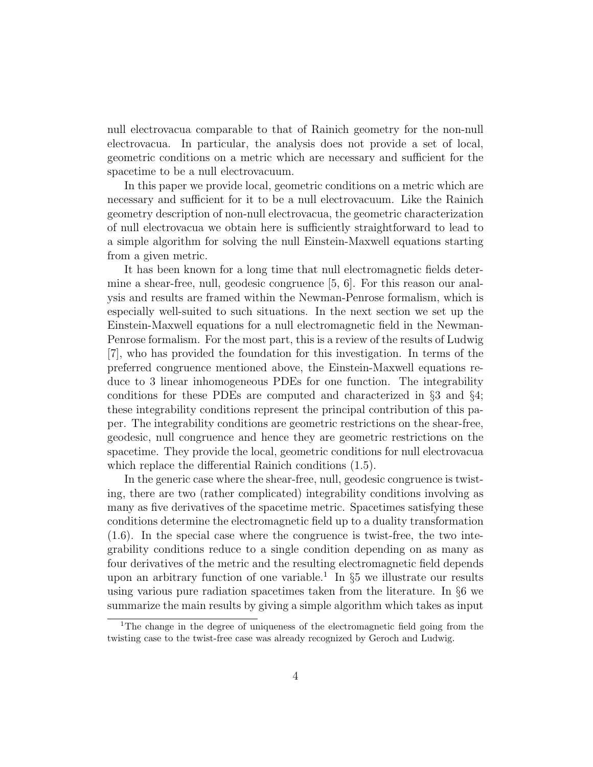null electrovacua comparable to that of Rainich geometry for the non-null electrovacua. In particular, the analysis does not provide a set of local, geometric conditions on a metric which are necessary and sufficient for the spacetime to be a null electrovacuum.

In this paper we provide local, geometric conditions on a metric which are necessary and sufficient for it to be a null electrovacuum. Like the Rainich geometry description of non-null electrovacua, the geometric characterization of null electrovacua we obtain here is sufficiently straightforward to lead to a simple algorithm for solving the null Einstein-Maxwell equations starting from a given metric.

It has been known for a long time that null electromagnetic fields determine a shear-free, null, geodesic congruence [5, 6]. For this reason our analysis and results are framed within the Newman-Penrose formalism, which is especially well-suited to such situations. In the next section we set up the Einstein-Maxwell equations for a null electromagnetic field in the Newman-Penrose formalism. For the most part, this is a review of the results of Ludwig [7], who has provided the foundation for this investigation. In terms of the preferred congruence mentioned above, the Einstein-Maxwell equations reduce to 3 linear inhomogeneous PDEs for one function. The integrability conditions for these PDEs are computed and characterized in §3 and §4; these integrability conditions represent the principal contribution of this paper. The integrability conditions are geometric restrictions on the shear-free, geodesic, null congruence and hence they are geometric restrictions on the spacetime. They provide the local, geometric conditions for null electrovacua which replace the differential Rainich conditions (1.5).

In the generic case where the shear-free, null, geodesic congruence is twisting, there are two (rather complicated) integrability conditions involving as many as five derivatives of the spacetime metric. Spacetimes satisfying these conditions determine the electromagnetic field up to a duality transformation (1.6). In the special case where the congruence is twist-free, the two integrability conditions reduce to a single condition depending on as many as four derivatives of the metric and the resulting electromagnetic field depends upon an arbitrary function of one variable.[1] In §5 we illustrate our results using various pure radiation spacetimes taken from the literature. In §6 we summarize the main results by giving a simple algorithm which takes as input

[1] The change in the degree of uniqueness of the electromagnetic field going from the twisting case to the twist-free case was already recognized by Geroch and Ludwig.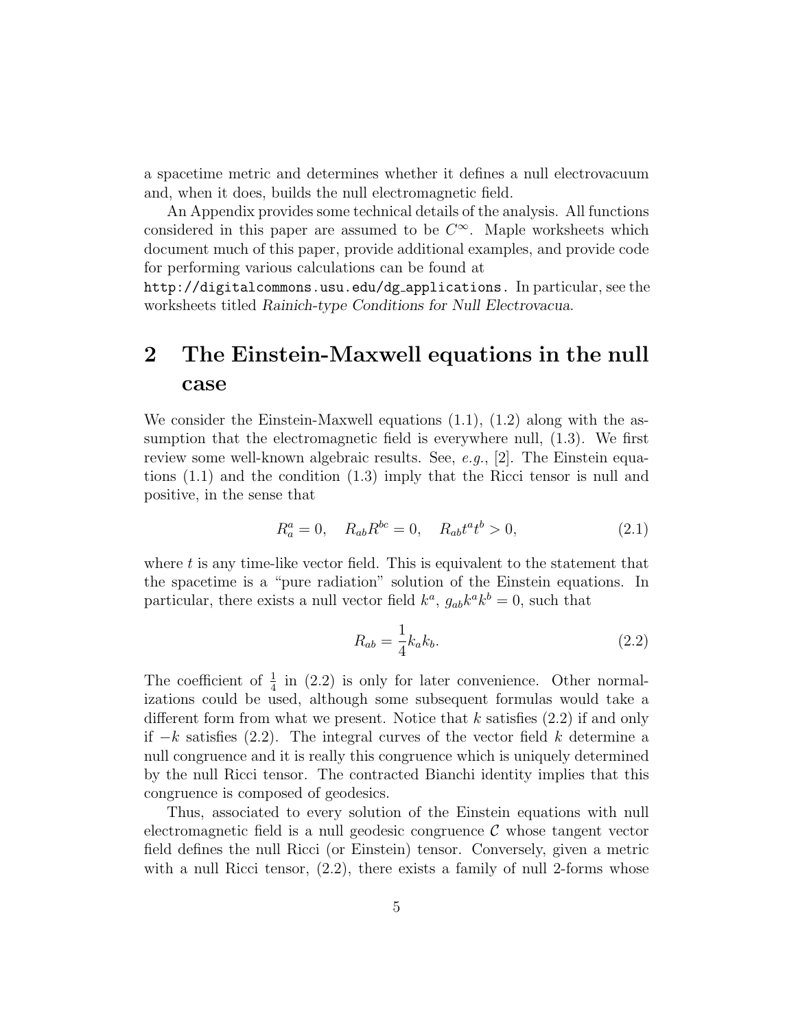a spacetime metric and determines whether it defines a null electrovacuum and, when it does, builds the null electromagnetic field.

An Appendix provides some technical details of the analysis. All functions considered in this paper are assumed to be $C^\infty$. Maple worksheets which document much of this paper, provide additional examples, and provide code for performing various calculations can be found at
`http://digitalcommons.usu.edu/dg_applications`. In particular, see the worksheets titled *Rainich-type Conditions for Null Electrovacua*.

## 2 The Einstein-Maxwell equations in the null case

We consider the Einstein-Maxwell equations (1.1), (1.2) along with the assumption that the electromagnetic field is everywhere null, (1.3). We first review some well-known algebraic results. See, *e.g.*, [2]. The Einstein equations (1.1) and the condition (1.3) imply that the Ricci tensor is null and positive, in the sense that

$$R^a_a = 0, \quad R_{ab}R^{bc} = 0, \quad R_{ab}t^a t^b > 0, \tag{2.1}$$

where $t$ is any time-like vector field. This is equivalent to the statement that the spacetime is a "pure radiation" solution of the Einstein equations. In particular, there exists a null vector field $k^a$, $g_{ab}k^a k^b = 0$, such that

$$R_{ab} = \frac{1}{4}k_a k_b. \tag{2.2}$$

The coefficient of $\frac{1}{4}$ in (2.2) is only for later convenience. Other normalizations could be used, although some subsequent formulas would take a different form from what we present. Notice that $k$ satisfies (2.2) if and only if $-k$ satisfies (2.2). The integral curves of the vector field $k$ determine a null congruence and it is really this congruence which is uniquely determined by the null Ricci tensor. The contracted Bianchi identity implies that this congruence is composed of geodesics.

Thus, associated to every solution of the Einstein equations with null electromagnetic field is a null geodesic congruence $\mathcal{C}$ whose tangent vector field defines the null Ricci (or Einstein) tensor. Conversely, given a metric with a null Ricci tensor, (2.2), there exists a family of null 2-forms whose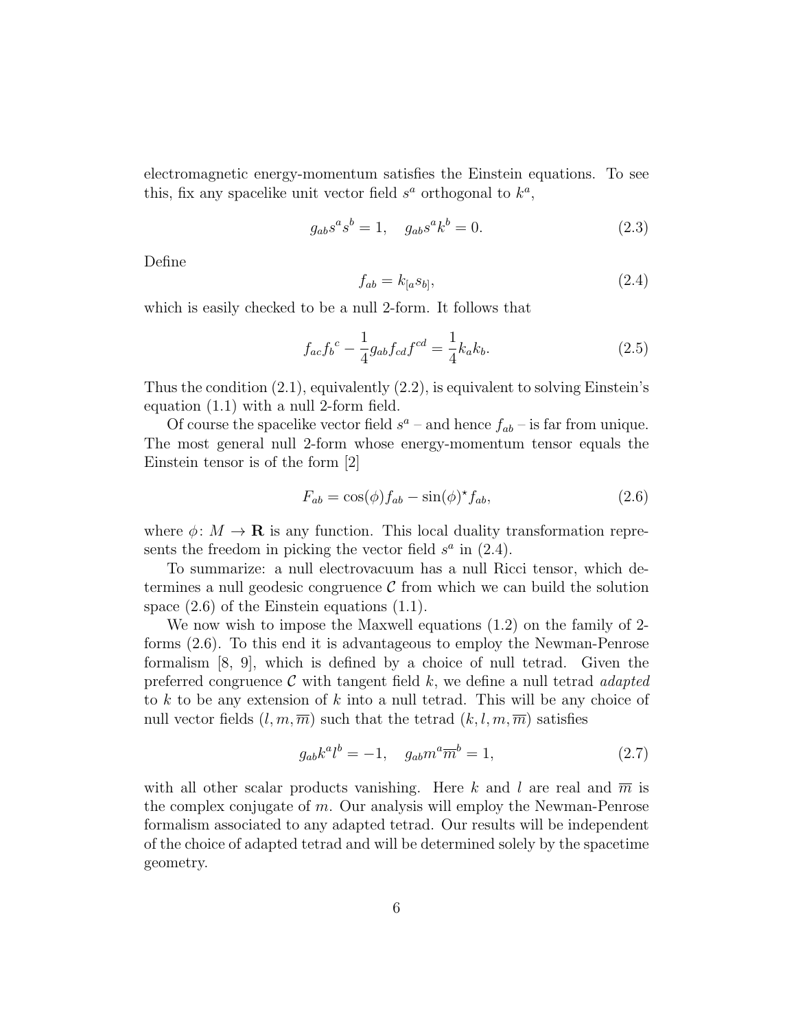electromagnetic energy-momentum satisfies the Einstein equations. To see this, fix any spacelike unit vector field $s^a$ orthogonal to $k^a$,

$$g_{ab}s^a s^b = 1, \quad g_{ab}s^a k^b = 0. \tag{2.3}$$

Define

$$f_{ab} = k_{[a}s_{b]}, \tag{2.4}$$

which is easily checked to be a null 2-form. It follows that

$$f_{ac}f_b{}^c - \frac{1}{4}g_{ab}f_{cd}f^{cd} = \frac{1}{4}k_a k_b. \tag{2.5}$$

Thus the condition (2.1), equivalently (2.2), is equivalent to solving Einstein's equation (1.1) with a null 2-form field.

Of course the spacelike vector field $s^a$ – and hence $f_{ab}$ – is far from unique. The most general null 2-form whose energy-momentum tensor equals the Einstein tensor is of the form [2]

$$F_{ab} = \cos(\phi)f_{ab} - \sin(\phi)^\star f_{ab}, \tag{2.6}$$

where $\phi\colon M \to \mathbf{R}$ is any function. This local duality transformation represents the freedom in picking the vector field $s^a$ in (2.4).

To summarize: a null electrovacuum has a null Ricci tensor, which determines a null geodesic congruence $\mathcal{C}$ from which we can build the solution space (2.6) of the Einstein equations (1.1).

We now wish to impose the Maxwell equations (1.2) on the family of 2-forms (2.6). To this end it is advantageous to employ the Newman-Penrose formalism [8, 9], which is defined by a choice of null tetrad. Given the preferred congruence $\mathcal{C}$ with tangent field $k$, we define a null tetrad *adapted* to $k$ to be any extension of $k$ into a null tetrad. This will be any choice of null vector fields $(l, m, \overline{m})$ such that the tetrad $(k, l, m, \overline{m})$ satisfies

$$g_{ab}k^a l^b = -1, \quad g_{ab}m^a\overline{m}^b = 1, \tag{2.7}$$

with all other scalar products vanishing. Here $k$ and $l$ are real and $\overline{m}$ is the complex conjugate of $m$. Our analysis will employ the Newman-Penrose formalism associated to any adapted tetrad. Our results will be independent of the choice of adapted tetrad and will be determined solely by the spacetime geometry.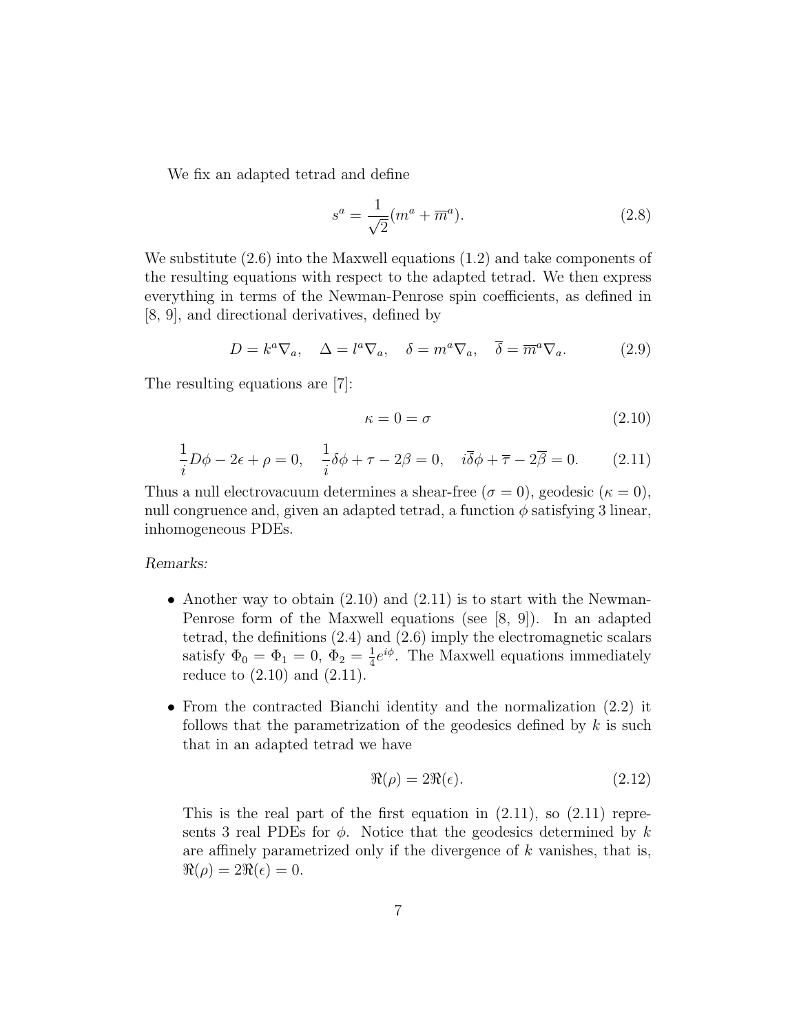We fix an adapted tetrad and define

$$s^a = \frac{1}{\sqrt{2}}(m^a + \overline{m}^a). \tag{2.8}$$

We substitute (2.6) into the Maxwell equations (1.2) and take components of the resulting equations with respect to the adapted tetrad. We then express everything in terms of the Newman-Penrose spin coefficients, as defined in [8, 9], and directional derivatives, defined by

$$D = k^a\nabla_a, \quad \Delta = l^a\nabla_a, \quad \delta = m^a\nabla_a, \quad \overline{\delta} = \overline{m}^a\nabla_a. \tag{2.9}$$

The resulting equations are [7]:

$$\kappa = 0 = \sigma \tag{2.10}$$

$$\frac{1}{i}D\phi - 2\epsilon + \rho = 0, \quad \frac{1}{i}\delta\phi + \tau - 2\beta = 0, \quad i\overline{\delta}\phi + \overline{\tau} - 2\overline{\beta} = 0. \tag{2.11}$$

Thus a null electrovacuum determines a shear-free ($\sigma = 0$), geodesic ($\kappa = 0$), null congruence and, given an adapted tetrad, a function $\phi$ satisfying 3 linear, inhomogeneous PDEs.

*Remarks:*

- Another way to obtain (2.10) and (2.11) is to start with the Newman-Penrose form of the Maxwell equations (see [8, 9]). In an adapted tetrad, the definitions (2.4) and (2.6) imply the electromagnetic scalars satisfy $\Phi_0 = \Phi_1 = 0$, $\Phi_2 = \frac{1}{4}e^{i\phi}$. The Maxwell equations immediately reduce to (2.10) and (2.11).

- From the contracted Bianchi identity and the normalization (2.2) it follows that the parametrization of the geodesics defined by $k$ is such that in an adapted tetrad we have

$$\Re(\rho) = 2\Re(\epsilon). \tag{2.12}$$

  This is the real part of the first equation in (2.11), so (2.11) represents 3 real PDEs for $\phi$. Notice that the geodesics determined by $k$ are affinely parametrized only if the divergence of $k$ vanishes, that is, $\Re(\rho) = 2\Re(\epsilon) = 0$.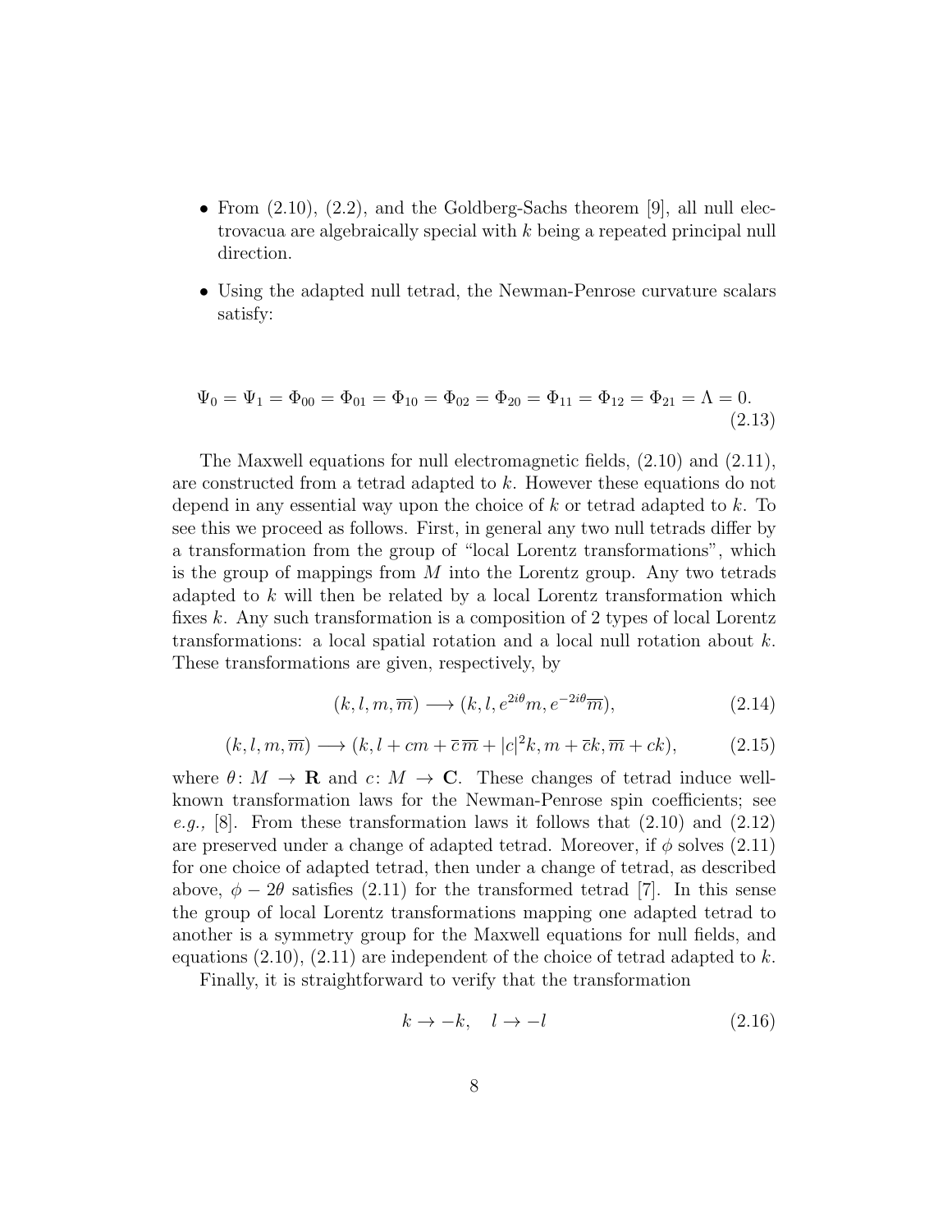- From (2.10), (2.2), and the Goldberg-Sachs theorem [9], all null electrovacua are algebraically special with $k$ being a repeated principal null direction.

- Using the adapted null tetrad, the Newman-Penrose curvature scalars satisfy:

$$\Psi_0 = \Psi_1 = \Phi_{00} = \Phi_{01} = \Phi_{10} = \Phi_{02} = \Phi_{20} = \Phi_{11} = \Phi_{12} = \Phi_{21} = \Lambda = 0. \tag{2.13}$$

The Maxwell equations for null electromagnetic fields, (2.10) and (2.11), are constructed from a tetrad adapted to $k$. However these equations do not depend in any essential way upon the choice of $k$ or tetrad adapted to $k$. To see this we proceed as follows. First, in general any two null tetrads differ by a transformation from the group of "local Lorentz transformations", which is the group of mappings from $M$ into the Lorentz group. Any two tetrads adapted to $k$ will then be related by a local Lorentz transformation which fixes $k$. Any such transformation is a composition of 2 types of local Lorentz transformations: a local spatial rotation and a local null rotation about $k$. These transformations are given, respectively, by

$$(k, l, m, \overline{m}) \longrightarrow (k, l, e^{2i\theta} m, e^{-2i\theta} \overline{m}), \tag{2.14}$$

$$(k, l, m, \overline{m}) \longrightarrow (k, l + cm + \bar{c}\,\overline{m} + |c|^2 k, m + \bar{c}k, \overline{m} + ck), \tag{2.15}$$

where $\theta \colon M \to \mathbf{R}$ and $c \colon M \to \mathbf{C}$. These changes of tetrad induce well-known transformation laws for the Newman-Penrose spin coefficients; see *e.g.,* [8]. From these transformation laws it follows that (2.10) and (2.12) are preserved under a change of adapted tetrad. Moreover, if $\phi$ solves (2.11) for one choice of adapted tetrad, then under a change of tetrad, as described above, $\phi - 2\theta$ satisfies (2.11) for the transformed tetrad [7]. In this sense the group of local Lorentz transformations mapping one adapted tetrad to another is a symmetry group for the Maxwell equations for null fields, and equations (2.10), (2.11) are independent of the choice of tetrad adapted to $k$.

Finally, it is straightforward to verify that the transformation

$$k \to -k, \quad l \to -l \tag{2.16}$$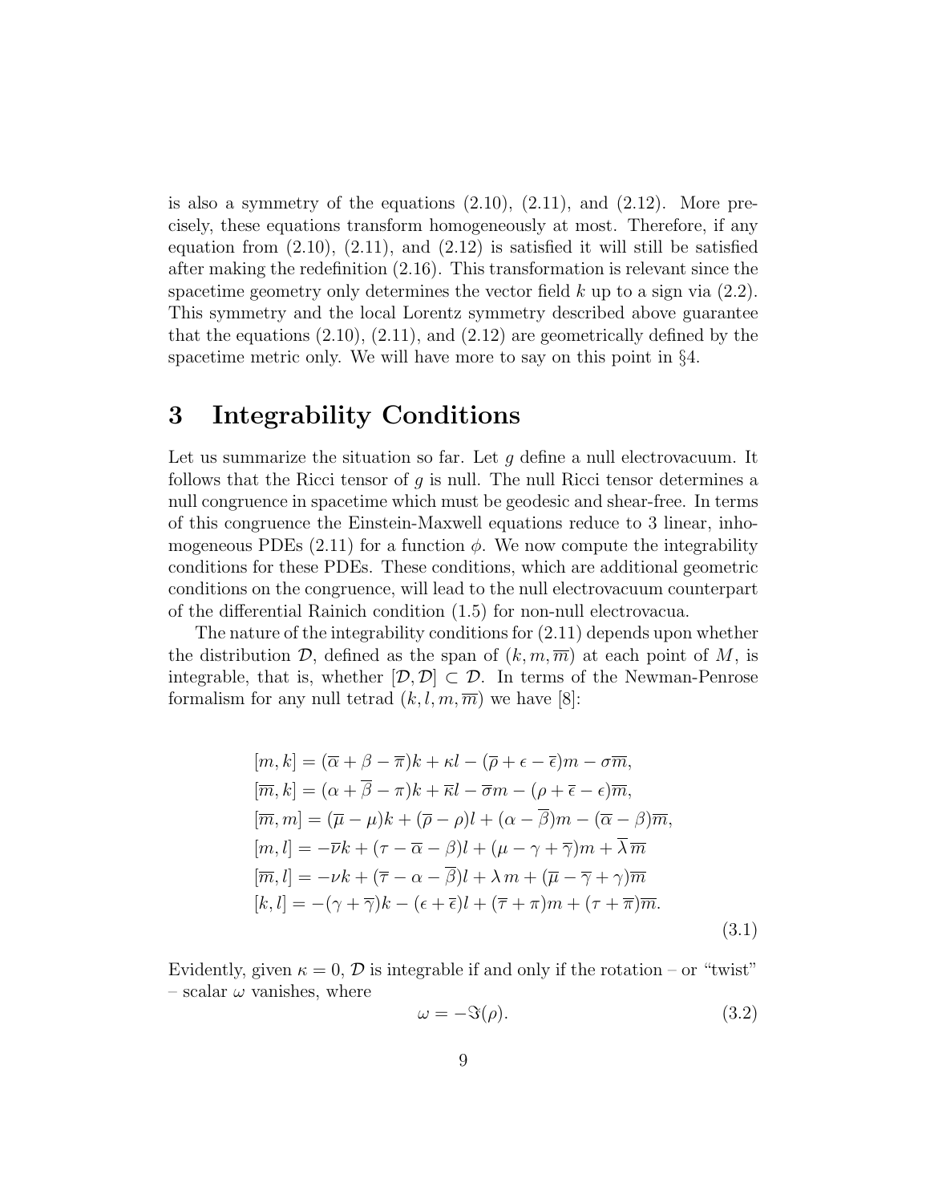is also a symmetry of the equations (2.10), (2.11), and (2.12). More precisely, these equations transform homogeneously at most. Therefore, if any equation from (2.10), (2.11), and (2.12) is satisfied it will still be satisfied after making the redefinition (2.16). This transformation is relevant since the spacetime geometry only determines the vector field $k$ up to a sign via (2.2). This symmetry and the local Lorentz symmetry described above guarantee that the equations (2.10), (2.11), and (2.12) are geometrically defined by the spacetime metric only. We will have more to say on this point in §4.

# 3 Integrability Conditions

Let us summarize the situation so far. Let $g$ define a null electrovacuum. It follows that the Ricci tensor of $g$ is null. The null Ricci tensor determines a null congruence in spacetime which must be geodesic and shear-free. In terms of this congruence the Einstein-Maxwell equations reduce to 3 linear, inhomogeneous PDEs (2.11) for a function $\phi$. We now compute the integrability conditions for these PDEs. These conditions, which are additional geometric conditions on the congruence, will lead to the null electrovacuum counterpart of the differential Rainich condition (1.5) for non-null electrovacua.

The nature of the integrability conditions for (2.11) depends upon whether the distribution $\mathcal{D}$, defined as the span of $(k, m, \overline{m})$ at each point of $M$, is integrable, that is, whether $[\mathcal{D}, \mathcal{D}] \subset \mathcal{D}$. In terms of the Newman-Penrose formalism for any null tetrad $(k, l, m, \overline{m})$ we have [8]:

$$
\begin{aligned}
[m, k] &= (\overline{\alpha} + \beta - \overline{\pi})k + \kappa l - (\overline{\rho} + \epsilon - \overline{\epsilon})m - \sigma\overline{m}, \\
[\overline{m}, k] &= (\alpha + \overline{\beta} - \pi)k + \overline{\kappa} l - \overline{\sigma} m - (\rho + \overline{\epsilon} - \epsilon)\overline{m}, \\
[\overline{m}, m] &= (\overline{\mu} - \mu)k + (\overline{\rho} - \rho)l + (\alpha - \overline{\beta})m - (\overline{\alpha} - \beta)\overline{m}, \\
[m, l] &= -\overline{\nu} k + (\tau - \overline{\alpha} - \beta)l + (\mu - \gamma + \overline{\gamma})m + \overline{\lambda}\,\overline{m} \\
[\overline{m}, l] &= -\nu k + (\overline{\tau} - \alpha - \overline{\beta})l + \lambda\, m + (\overline{\mu} - \overline{\gamma} + \gamma)\overline{m} \\
[k, l] &= -(\gamma + \overline{\gamma})k - (\epsilon + \overline{\epsilon})l + (\overline{\tau} + \pi)m + (\tau + \overline{\pi})\overline{m}.
\end{aligned}
\tag{3.1}
$$

Evidently, given $\kappa = 0$, $\mathcal{D}$ is integrable if and only if the rotation – or "twist" – scalar $\omega$ vanishes, where

$$
\omega = -\Im(\rho). \tag{3.2}
$$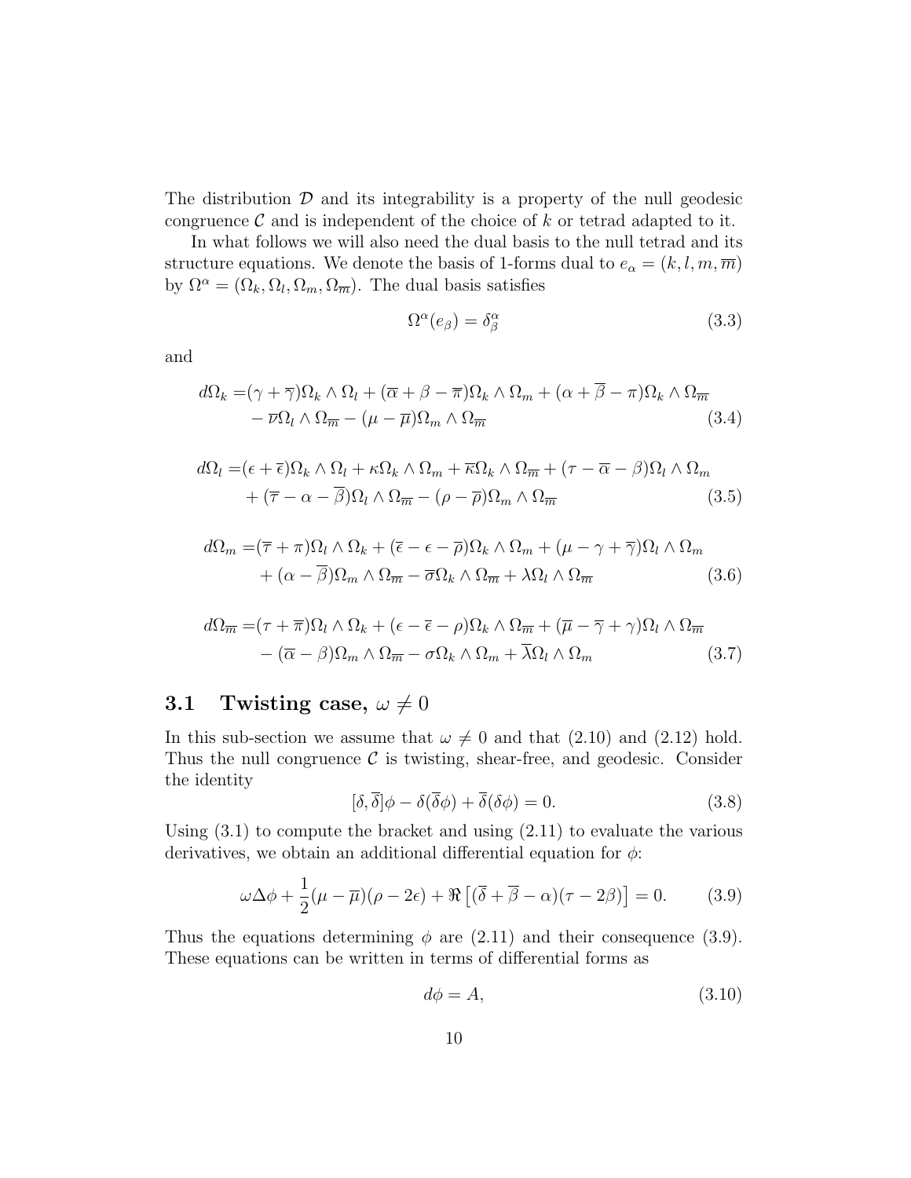The distribution $\mathcal{D}$ and its integrability is a property of the null geodesic congruence $\mathcal{C}$ and is independent of the choice of $k$ or tetrad adapted to it.

In what follows we will also need the dual basis to the null tetrad and its structure equations. We denote the basis of 1-forms dual to $e_\alpha = (k, l, m, \overline{m})$ by $\Omega^\alpha = (\Omega_k, \Omega_l, \Omega_m, \Omega_{\overline{m}})$. The dual basis satisfies

$$\Omega^\alpha(e_\beta) = \delta^\alpha_\beta \tag{3.3}$$

and

$$\begin{aligned} d\Omega_k =&(\gamma + \overline{\gamma})\Omega_k \wedge \Omega_l + (\overline{\alpha} + \beta - \overline{\pi})\Omega_k \wedge \Omega_m + (\alpha + \overline{\beta} - \pi)\Omega_k \wedge \Omega_{\overline{m}} \\ &- \overline{\nu}\Omega_l \wedge \Omega_{\overline{m}} - (\mu - \overline{\mu})\Omega_m \wedge \Omega_{\overline{m}} \end{aligned} \tag{3.4}$$

$$\begin{aligned} d\Omega_l =&(\epsilon + \overline{\epsilon})\Omega_k \wedge \Omega_l + \kappa\Omega_k \wedge \Omega_m + \overline{\kappa}\Omega_k \wedge \Omega_{\overline{m}} + (\tau - \overline{\alpha} - \beta)\Omega_l \wedge \Omega_m \\ &+ (\overline{\tau} - \alpha - \overline{\beta})\Omega_l \wedge \Omega_{\overline{m}} - (\rho - \overline{\rho})\Omega_m \wedge \Omega_{\overline{m}} \end{aligned} \tag{3.5}$$

$$\begin{aligned} d\Omega_m =&(\overline{\tau} + \pi)\Omega_l \wedge \Omega_k + (\overline{\epsilon} - \epsilon - \overline{\rho})\Omega_k \wedge \Omega_m + (\mu - \gamma + \overline{\gamma})\Omega_l \wedge \Omega_m \\ &+ (\alpha - \overline{\beta})\Omega_m \wedge \Omega_{\overline{m}} - \overline{\sigma}\Omega_k \wedge \Omega_{\overline{m}} + \lambda\Omega_l \wedge \Omega_{\overline{m}} \end{aligned} \tag{3.6}$$

$$\begin{aligned} d\Omega_{\overline{m}} =&(\tau + \overline{\pi})\Omega_l \wedge \Omega_k + (\epsilon - \overline{\epsilon} - \rho)\Omega_k \wedge \Omega_{\overline{m}} + (\overline{\mu} - \overline{\gamma} + \gamma)\Omega_l \wedge \Omega_{\overline{m}} \\ &- (\overline{\alpha} - \beta)\Omega_m \wedge \Omega_{\overline{m}} - \sigma\Omega_k \wedge \Omega_m + \overline{\lambda}\Omega_l \wedge \Omega_m \end{aligned} \tag{3.7}$$

### 3.1 Twisting case, $\omega \neq 0$

In this sub-section we assume that $\omega \neq 0$ and that (2.10) and (2.12) hold. Thus the null congruence $\mathcal{C}$ is twisting, shear-free, and geodesic. Consider the identity

$$[\delta, \overline{\delta}]\phi - \delta(\overline{\delta}\phi) + \overline{\delta}(\delta\phi) = 0. \tag{3.8}$$

Using (3.1) to compute the bracket and using (2.11) to evaluate the various derivatives, we obtain an additional differential equation for $\phi$:

$$\omega\Delta\phi + \frac{1}{2}(\mu - \overline{\mu})(\rho - 2\epsilon) + \Re\left[(\overline{\delta} + \overline{\beta} - \alpha)(\tau - 2\beta)\right] = 0. \tag{3.9}$$

Thus the equations determining $\phi$ are (2.11) and their consequence (3.9). These equations can be written in terms of differential forms as

$$d\phi = A, \tag{3.10}$$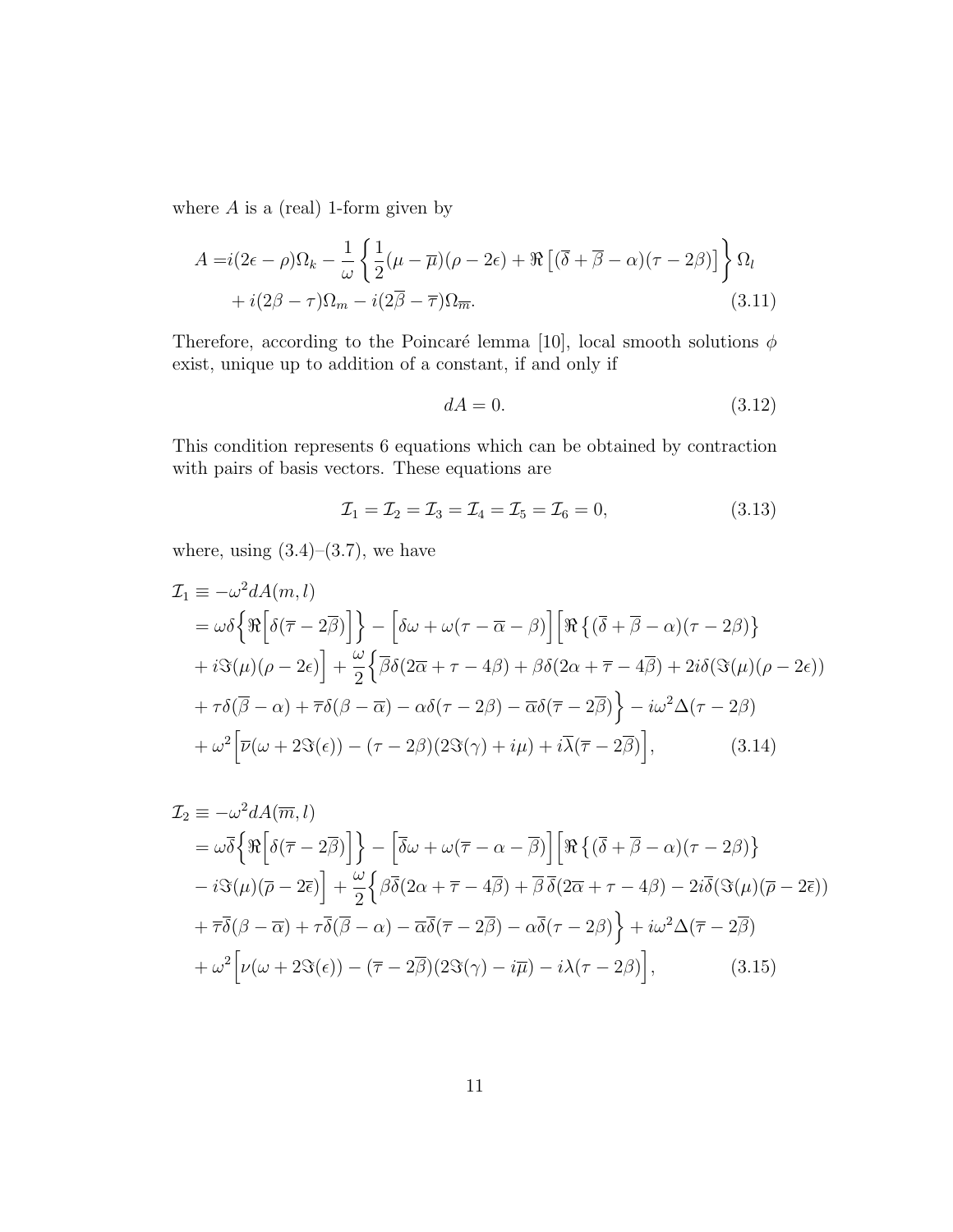where $A$ is a (real) 1-form given by

$$
\begin{aligned}
A =& i(2\epsilon - \rho)\Omega_k - \frac{1}{\omega}\left\{\frac{1}{2}(\mu - \overline{\mu})(\rho - 2\epsilon) + \Re\left[(\overline{\delta} + \overline{\beta} - \alpha)(\tau - 2\beta)\right]\right\}\Omega_l \\
&+ i(2\beta - \tau)\Omega_m - i(2\overline{\beta} - \overline{\tau})\Omega_{\overline{m}}.
\end{aligned} \tag{3.11}
$$

Therefore, according to the Poincaré lemma [10], local smooth solutions $\phi$ exist, unique up to addition of a constant, if and only if

$$
dA = 0. \tag{3.12}
$$

This condition represents 6 equations which can be obtained by contraction with pairs of basis vectors. These equations are

$$
\mathcal{I}_1 = \mathcal{I}_2 = \mathcal{I}_3 = \mathcal{I}_4 = \mathcal{I}_5 = \mathcal{I}_6 = 0, \tag{3.13}
$$

where, using (3.4)–(3.7), we have

$$
\begin{aligned}
\mathcal{I}_1 \equiv& -\omega^2 dA(m, l) \\
=& \,\omega\delta\Big\{\Re\Big[\delta(\overline{\tau} - 2\overline{\beta})\Big]\Big\} - \Big[\delta\omega + \omega(\tau - \overline{\alpha} - \beta)\Big]\Big[\Re\left\{(\overline{\delta} + \overline{\beta} - \alpha)(\tau - 2\beta)\right\} \\
&+ i\Im(\mu)(\rho - 2\epsilon)\Big] + \frac{\omega}{2}\Big\{\overline{\beta}\delta(2\overline{\alpha} + \tau - 4\beta) + \beta\delta(2\alpha + \overline{\tau} - 4\overline{\beta}) + 2i\delta(\Im(\mu)(\rho - 2\epsilon)) \\
&+ \tau\delta(\overline{\beta} - \alpha) + \overline{\tau}\delta(\beta - \overline{\alpha}) - \alpha\delta(\tau - 2\beta) - \overline{\alpha}\delta(\overline{\tau} - 2\overline{\beta})\Big\} - i\omega^2\Delta(\tau - 2\beta) \\
&+ \omega^2\Big[\overline{\nu}(\omega + 2\Im(\epsilon)) - (\tau - 2\beta)(2\Im(\gamma) + i\mu) + i\overline{\lambda}(\overline{\tau} - 2\overline{\beta})\Big],
\end{aligned} \tag{3.14}
$$

$$
\begin{aligned}
\mathcal{I}_2 \equiv& -\omega^2 dA(\overline{m}, l) \\
=& \,\omega\overline{\delta}\Big\{\Re\Big[\delta(\overline{\tau} - 2\overline{\beta})\Big]\Big\} - \Big[\overline{\delta}\omega + \omega(\overline{\tau} - \alpha - \overline{\beta})\Big]\Big[\Re\left\{(\overline{\delta} + \overline{\beta} - \alpha)(\tau - 2\beta)\right\} \\
&- i\Im(\mu)(\overline{\rho} - 2\overline{\epsilon})\Big] + \frac{\omega}{2}\Big\{\beta\overline{\delta}(2\alpha + \overline{\tau} - 4\overline{\beta}) + \overline{\beta}\,\overline{\delta}(2\overline{\alpha} + \tau - 4\beta) - 2i\overline{\delta}(\Im(\mu)(\overline{\rho} - 2\overline{\epsilon})) \\
&+ \overline{\tau}\overline{\delta}(\beta - \overline{\alpha}) + \tau\overline{\delta}(\overline{\beta} - \alpha) - \overline{\alpha}\overline{\delta}(\overline{\tau} - 2\overline{\beta}) - \alpha\overline{\delta}(\tau - 2\beta)\Big\} + i\omega^2\Delta(\overline{\tau} - 2\overline{\beta}) \\
&+ \omega^2\Big[\nu(\omega + 2\Im(\epsilon)) - (\overline{\tau} - 2\overline{\beta})(2\Im(\gamma) - i\overline{\mu}) - i\lambda(\tau - 2\beta)\Big],
\end{aligned} \tag{3.15}
$$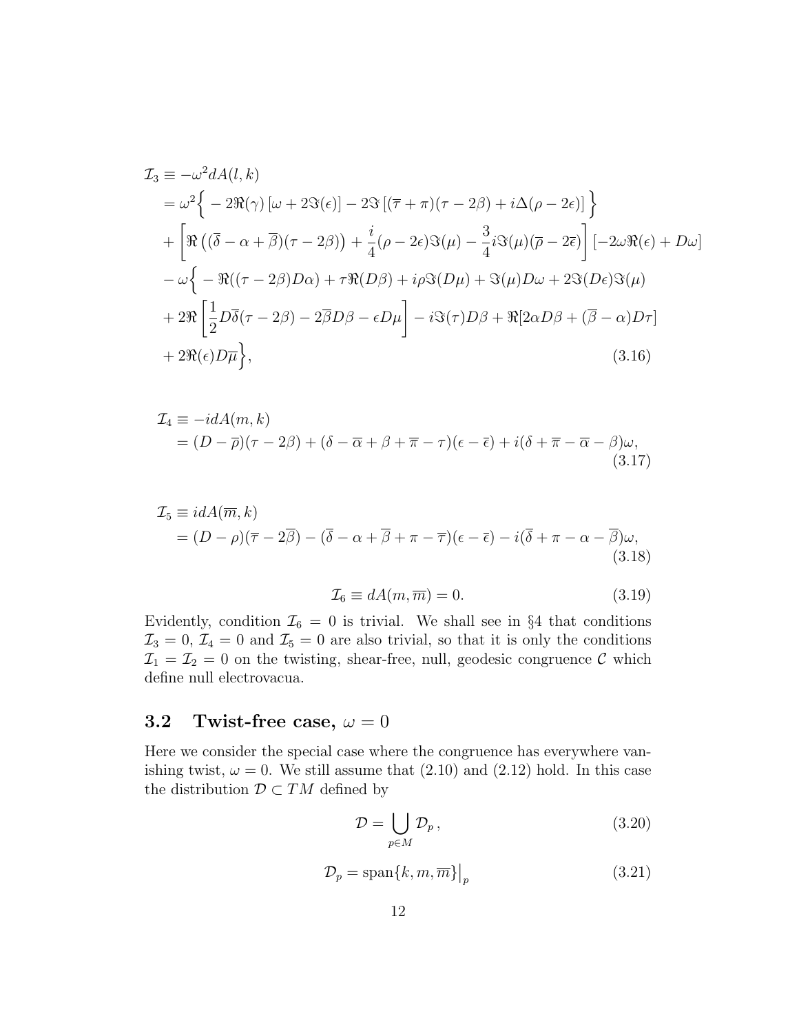$$
\begin{aligned}
\mathcal{I}_3 &\equiv -\omega^2 dA(l,k) \\
&= \omega^2 \Big\{ -2\Re(\gamma)\left[\omega + 2\Im(\epsilon)\right] - 2\Im\left[(\overline{\tau}+\pi)(\tau-2\beta) + i\Delta(\rho-2\epsilon)\right] \Big\} \\
&+ \left[ \Re\left((\overline{\delta}-\alpha+\overline{\beta})(\tau-2\beta)\right) + \frac{i}{4}(\rho-2\epsilon)\Im(\mu) - \frac{3}{4} i\Im(\mu)(\overline{\rho}-2\overline{\epsilon}) \right] \left[-2\omega\Re(\epsilon) + D\omega\right] \\
&- \omega \Big\{ -\Re((\tau-2\beta)D\alpha) + \tau\Re(D\beta) + i\rho\Im(D\mu) + \Im(\mu)D\omega + 2\Im(D\epsilon)\Im(\mu) \\
&+ 2\Re\left[\frac{1}{2}D\overline{\delta}(\tau-2\beta) - 2\overline{\beta}D\beta - \epsilon D\mu\right] - i\Im(\tau)D\beta + \Re[2\alpha D\beta + (\overline{\beta}-\alpha)D\tau] \\
&+ 2\Re(\epsilon)D\overline{\mu} \Big\},
\end{aligned}
\tag{3.16}
$$

$$
\begin{aligned}
\mathcal{I}_4 &\equiv -i dA(m,k) \\
&= (D-\overline{\rho})(\tau-2\beta) + (\delta-\overline{\alpha}+\beta+\overline{\pi}-\tau)(\epsilon-\overline{\epsilon}) + i(\delta+\overline{\pi}-\overline{\alpha}-\beta)\omega,
\end{aligned}
\tag{3.17}
$$

$$
\begin{aligned}
\mathcal{I}_5 &\equiv i dA(\overline{m},k) \\
&= (D-\rho)(\overline{\tau}-2\overline{\beta}) - (\overline{\delta}-\alpha+\overline{\beta}+\pi-\overline{\tau})(\epsilon-\overline{\epsilon}) - i(\overline{\delta}+\pi-\alpha-\overline{\beta})\omega,
\end{aligned}
\tag{3.18}
$$

$$
\mathcal{I}_6 \equiv dA(m,\overline{m}) = 0. \tag{3.19}
$$

Evidently, condition $\mathcal{I}_6 = 0$ is trivial. We shall see in §4 that conditions $\mathcal{I}_3 = 0$, $\mathcal{I}_4 = 0$ and $\mathcal{I}_5 = 0$ are also trivial, so that it is only the conditions $\mathcal{I}_1 = \mathcal{I}_2 = 0$ on the twisting, shear-free, null, geodesic congruence $\mathcal{C}$ which define null electrovacua.

### 3.2 Twist-free case, $\omega = 0$

Here we consider the special case where the congruence has everywhere vanishing twist, $\omega = 0$. We still assume that (2.10) and (2.12) hold. In this case the distribution $\mathcal{D} \subset TM$ defined by

$$
\mathcal{D} = \bigcup_{p\in M} \mathcal{D}_p\,, \tag{3.20}
$$

$$
\mathcal{D}_p = \operatorname{span}\{k, m, \overline{m}\}\big|_p \tag{3.21}
$$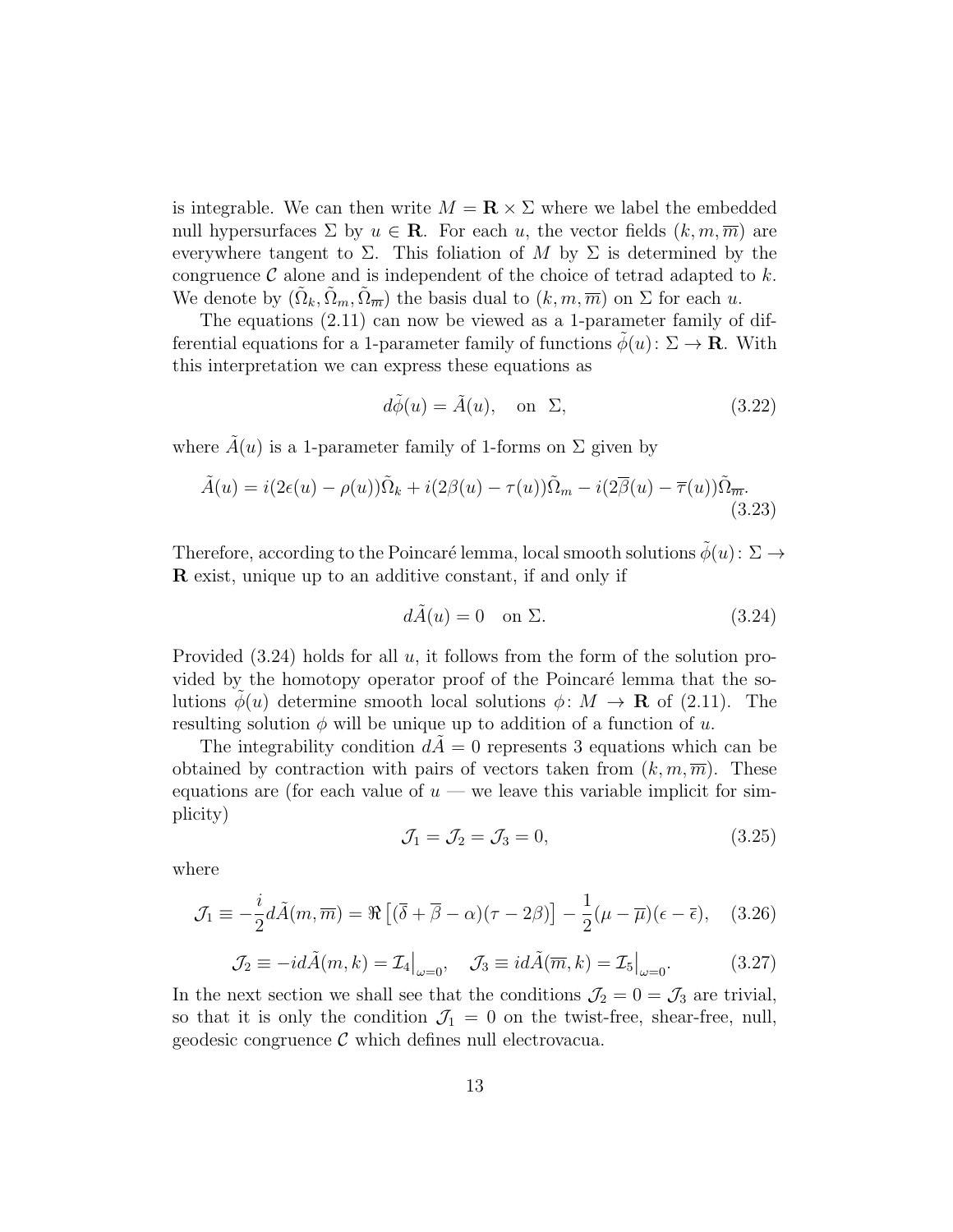is integrable. We can then write $M = \mathbf{R} \times \Sigma$ where we label the embedded null hypersurfaces $\Sigma$ by $u \in \mathbf{R}$. For each $u$, the vector fields $(k, m, \overline{m})$ are everywhere tangent to $\Sigma$. This foliation of $M$ by $\Sigma$ is determined by the congruence $\mathcal{C}$ alone and is independent of the choice of tetrad adapted to $k$. We denote by $(\tilde{\Omega}_k, \tilde{\Omega}_m, \tilde{\Omega}_{\overline{m}})$ the basis dual to $(k, m, \overline{m})$ on $\Sigma$ for each $u$.

The equations (2.11) can now be viewed as a 1-parameter family of differential equations for a 1-parameter family of functions $\tilde{\phi}(u)\colon \Sigma \to \mathbf{R}$. With this interpretation we can express these equations as

$$d\tilde{\phi}(u) = \tilde{A}(u), \quad \text{on } \Sigma, \tag{3.22}$$

where $\tilde{A}(u)$ is a 1-parameter family of 1-forms on $\Sigma$ given by

$$\tilde{A}(u) = i(2\epsilon(u) - \rho(u))\tilde{\Omega}_k + i(2\beta(u) - \tau(u))\tilde{\Omega}_m - i(2\overline{\beta}(u) - \overline{\tau}(u))\tilde{\Omega}_{\overline{m}}. \tag{3.23}$$

Therefore, according to the Poincaré lemma, local smooth solutions $\tilde{\phi}(u)\colon \Sigma \to \mathbf{R}$ exist, unique up to an additive constant, if and only if

$$d\tilde{A}(u) = 0 \quad \text{on } \Sigma. \tag{3.24}$$

Provided (3.24) holds for all $u$, it follows from the form of the solution provided by the homotopy operator proof of the Poincaré lemma that the solutions $\tilde{\phi}(u)$ determine smooth local solutions $\phi\colon M \to \mathbf{R}$ of (2.11). The resulting solution $\phi$ will be unique up to addition of a function of $u$.

The integrability condition $d\tilde{A} = 0$ represents 3 equations which can be obtained by contraction with pairs of vectors taken from $(k, m, \overline{m})$. These equations are (for each value of $u$ — we leave this variable implicit for simplicity)

$$\mathcal{J}_1 = \mathcal{J}_2 = \mathcal{J}_3 = 0, \tag{3.25}$$

where

$$\mathcal{J}_1 \equiv -\frac{i}{2} d\tilde{A}(m, \overline{m}) = \Re\left[(\overline{\delta} + \overline{\beta} - \alpha)(\tau - 2\beta)\right] - \frac{1}{2}(\mu - \overline{\mu})(\epsilon - \overline{\epsilon}), \tag{3.26}$$

$$\mathcal{J}_2 \equiv -id\tilde{A}(m, k) = \mathcal{I}_4\big|_{\omega=0}, \quad \mathcal{J}_3 \equiv id\tilde{A}(\overline{m}, k) = \mathcal{I}_5\big|_{\omega=0}. \tag{3.27}$$

In the next section we shall see that the conditions $\mathcal{J}_2 = 0 = \mathcal{J}_3$ are trivial, so that it is only the condition $\mathcal{J}_1 = 0$ on the twist-free, shear-free, null, geodesic congruence $\mathcal{C}$ which defines null electrovacua.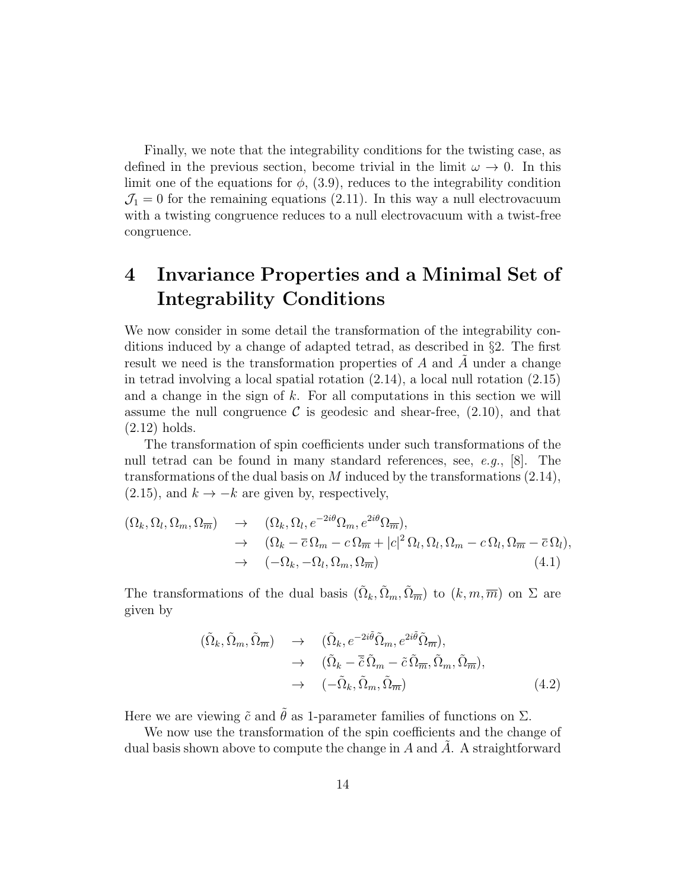Finally, we note that the integrability conditions for the twisting case, as defined in the previous section, become trivial in the limit $\omega \to 0$. In this limit one of the equations for $\phi$, (3.9), reduces to the integrability condition $\mathcal{J}_1 = 0$ for the remaining equations (2.11). In this way a null electrovacuum with a twisting congruence reduces to a null electrovacuum with a twist-free congruence.

# 4 Invariance Properties and a Minimal Set of Integrability Conditions

We now consider in some detail the transformation of the integrability conditions induced by a change of adapted tetrad, as described in §2. The first result we need is the transformation properties of $A$ and $\tilde{A}$ under a change in tetrad involving a local spatial rotation (2.14), a local null rotation (2.15) and a change in the sign of $k$. For all computations in this section we will assume the null congruence $\mathcal{C}$ is geodesic and shear-free, (2.10), and that (2.12) holds.

The transformation of spin coefficients under such transformations of the null tetrad can be found in many standard references, see, *e.g.*, [8]. The transformations of the dual basis on $M$ induced by the transformations (2.14), (2.15), and $k \to -k$ are given by, respectively,

$$
\begin{aligned}
(\Omega_k, \Omega_l, \Omega_m, \Omega_{\overline{m}}) \quad &\to \quad (\Omega_k, \Omega_l, e^{-2i\theta}\Omega_m, e^{2i\theta}\Omega_{\overline{m}}), \\
&\to \quad (\Omega_k - \overline{c}\,\Omega_m - c\,\Omega_{\overline{m}} + |c|^2\,\Omega_l, \Omega_l, \Omega_m - c\,\Omega_l, \Omega_{\overline{m}} - \overline{c}\,\Omega_l), \\
&\to \quad (-\Omega_k, -\Omega_l, \Omega_m, \Omega_{\overline{m}})
\end{aligned} \tag{4.1}
$$

The transformations of the dual basis $(\tilde{\Omega}_k, \tilde{\Omega}_m, \tilde{\Omega}_{\overline{m}})$ to $(k, m, \overline{m})$ on $\Sigma$ are given by

$$
\begin{aligned}
(\tilde{\Omega}_k, \tilde{\Omega}_m, \tilde{\Omega}_{\overline{m}}) \quad &\to \quad (\tilde{\Omega}_k, e^{-2i\tilde{\theta}}\tilde{\Omega}_m, e^{2i\tilde{\theta}}\tilde{\Omega}_{\overline{m}}), \\
&\to \quad (\tilde{\Omega}_k - \overline{\tilde{c}}\,\tilde{\Omega}_m - \tilde{c}\,\tilde{\Omega}_{\overline{m}}, \tilde{\Omega}_m, \tilde{\Omega}_{\overline{m}}), \\
&\to \quad (-\tilde{\Omega}_k, \tilde{\Omega}_m, \tilde{\Omega}_{\overline{m}})
\end{aligned} \tag{4.2}
$$

Here we are viewing $\tilde{c}$ and $\tilde{\theta}$ as 1-parameter families of functions on $\Sigma$.

We now use the transformation of the spin coefficients and the change of dual basis shown above to compute the change in $A$ and $\tilde{A}$. A straightforward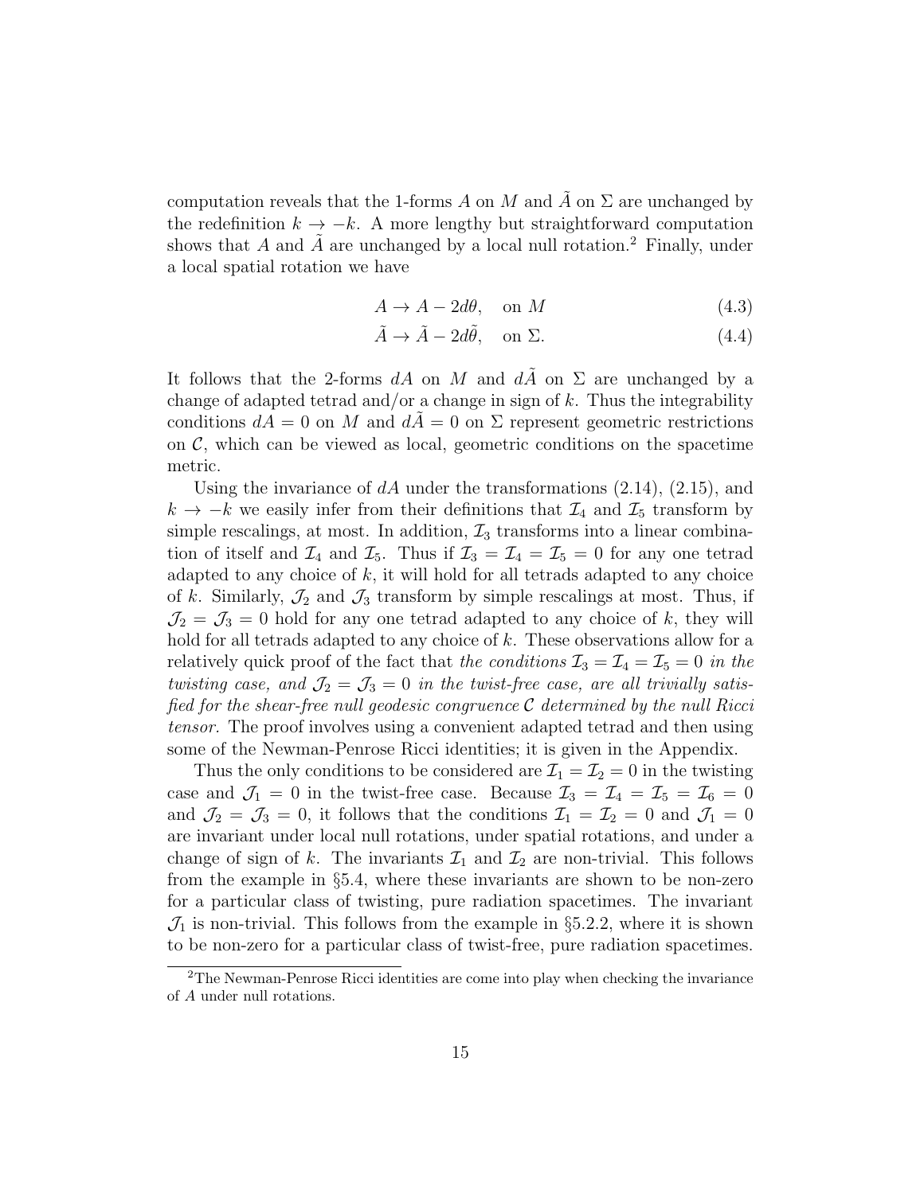computation reveals that the 1-forms $A$ on $M$ and $\tilde{A}$ on $\Sigma$ are unchanged by the redefinition $k \to -k$. A more lengthy but straightforward computation shows that $A$ and $\tilde{A}$ are unchanged by a local null rotation.[2] Finally, under a local spatial rotation we have

$$A \to A - 2d\theta, \quad \text{on } M \tag{4.3}$$

$$\tilde{A} \to \tilde{A} - 2d\tilde{\theta}, \quad \text{on } \Sigma. \tag{4.4}$$

It follows that the 2-forms $dA$ on $M$ and $d\tilde{A}$ on $\Sigma$ are unchanged by a change of adapted tetrad and/or a change in sign of $k$. Thus the integrability conditions $dA = 0$ on $M$ and $d\tilde{A} = 0$ on $\Sigma$ represent geometric restrictions on $\mathcal{C}$, which can be viewed as local, geometric conditions on the spacetime metric.

Using the invariance of $dA$ under the transformations (2.14), (2.15), and $k \to -k$ we easily infer from their definitions that $\mathcal{I}_4$ and $\mathcal{I}_5$ transform by simple rescalings, at most. In addition, $\mathcal{I}_3$ transforms into a linear combination of itself and $\mathcal{I}_4$ and $\mathcal{I}_5$. Thus if $\mathcal{I}_3 = \mathcal{I}_4 = \mathcal{I}_5 = 0$ for any one tetrad adapted to any choice of $k$, it will hold for all tetrads adapted to any choice of $k$. Similarly, $\mathcal{J}_2$ and $\mathcal{J}_3$ transform by simple rescalings at most. Thus, if $\mathcal{J}_2 = \mathcal{J}_3 = 0$ hold for any one tetrad adapted to any choice of $k$, they will hold for all tetrads adapted to any choice of $k$. These observations allow for a relatively quick proof of the fact that *the conditions $\mathcal{I}_3 = \mathcal{I}_4 = \mathcal{I}_5 = 0$ in the twisting case, and $\mathcal{J}_2 = \mathcal{J}_3 = 0$ in the twist-free case, are all trivially satisfied for the shear-free null geodesic congruence $\mathcal{C}$ determined by the null Ricci tensor.* The proof involves using a convenient adapted tetrad and then using some of the Newman-Penrose Ricci identities; it is given in the Appendix.

Thus the only conditions to be considered are $\mathcal{I}_1 = \mathcal{I}_2 = 0$ in the twisting case and $\mathcal{J}_1 = 0$ in the twist-free case. Because $\mathcal{I}_3 = \mathcal{I}_4 = \mathcal{I}_5 = \mathcal{I}_6 = 0$ and $\mathcal{J}_2 = \mathcal{J}_3 = 0$, it follows that the conditions $\mathcal{I}_1 = \mathcal{I}_2 = 0$ and $\mathcal{J}_1 = 0$ are invariant under local null rotations, under spatial rotations, and under a change of sign of $k$. The invariants $\mathcal{I}_1$ and $\mathcal{I}_2$ are non-trivial. This follows from the example in §5.4, where these invariants are shown to be non-zero for a particular class of twisting, pure radiation spacetimes. The invariant $\mathcal{J}_1$ is non-trivial. This follows from the example in §5.2.2, where it is shown to be non-zero for a particular class of twist-free, pure radiation spacetimes.

[2] The Newman-Penrose Ricci identities are come into play when checking the invariance of $A$ under null rotations.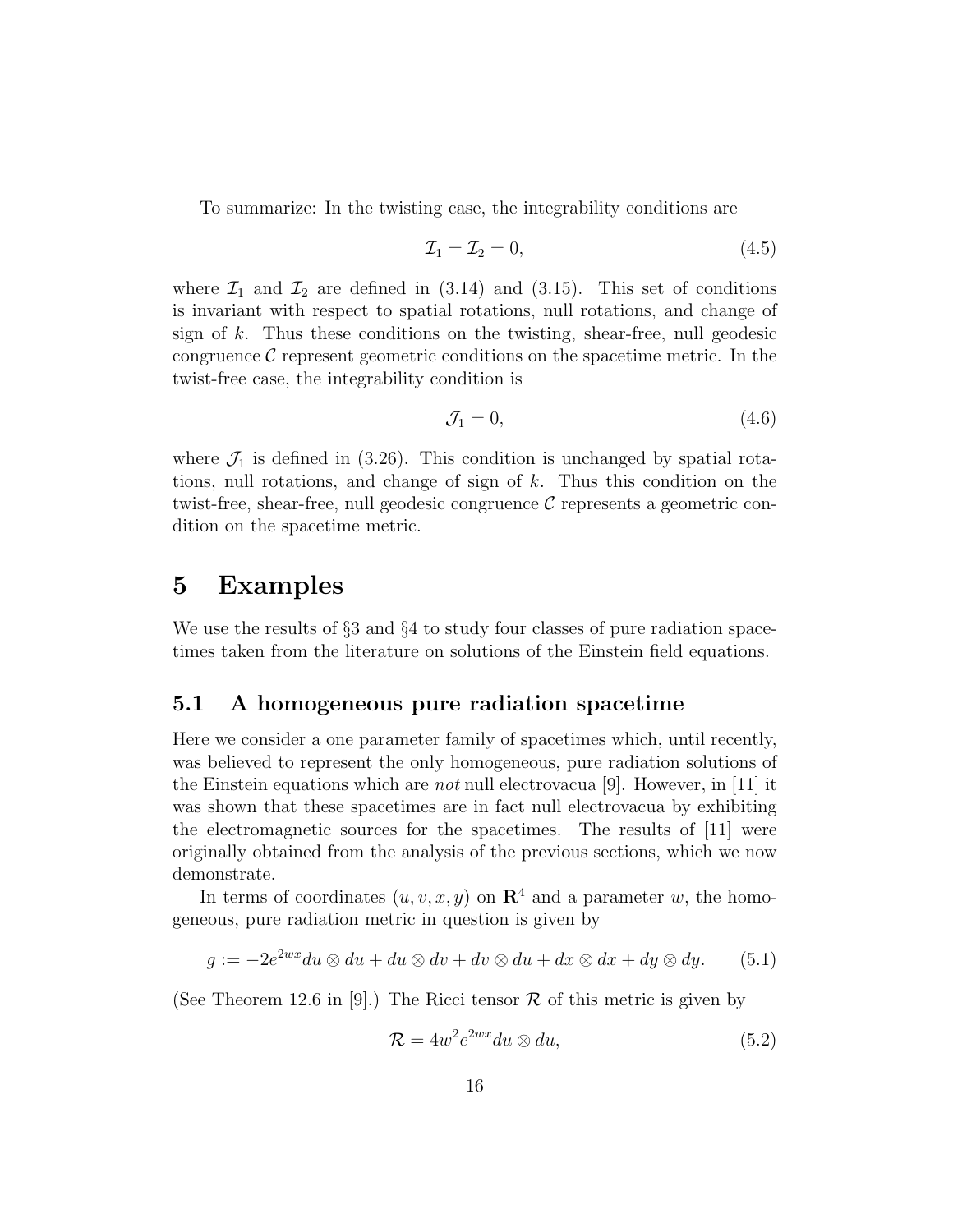To summarize: In the twisting case, the integrability conditions are

$$\mathcal{I}_1 = \mathcal{I}_2 = 0, \tag{4.5}$$

where $\mathcal{I}_1$ and $\mathcal{I}_2$ are defined in (3.14) and (3.15). This set of conditions is invariant with respect to spatial rotations, null rotations, and change of sign of $k$. Thus these conditions on the twisting, shear-free, null geodesic congruence $\mathcal{C}$ represent geometric conditions on the spacetime metric. In the twist-free case, the integrability condition is

$$\mathcal{J}_1 = 0, \tag{4.6}$$

where $\mathcal{J}_1$ is defined in (3.26). This condition is unchanged by spatial rotations, null rotations, and change of sign of $k$. Thus this condition on the twist-free, shear-free, null geodesic congruence $\mathcal{C}$ represents a geometric condition on the spacetime metric.

# 5 Examples

We use the results of §3 and §4 to study four classes of pure radiation spacetimes taken from the literature on solutions of the Einstein field equations.

## 5.1 A homogeneous pure radiation spacetime

Here we consider a one parameter family of spacetimes which, until recently, was believed to represent the only homogeneous, pure radiation solutions of the Einstein equations which are *not* null electrovacua [9]. However, in [11] it was shown that these spacetimes are in fact null electrovacua by exhibiting the electromagnetic sources for the spacetimes. The results of [11] were originally obtained from the analysis of the previous sections, which we now demonstrate.

In terms of coordinates $(u, v, x, y)$ on $\mathbf{R}^4$ and a parameter $w$, the homogeneous, pure radiation metric in question is given by

$$g := -2e^{2wx} du \otimes du + du \otimes dv + dv \otimes du + dx \otimes dx + dy \otimes dy. \tag{5.1}$$

(See Theorem 12.6 in [9].) The Ricci tensor $\mathcal{R}$ of this metric is given by

$$\mathcal{R} = 4w^2 e^{2wx} du \otimes du, \tag{5.2}$$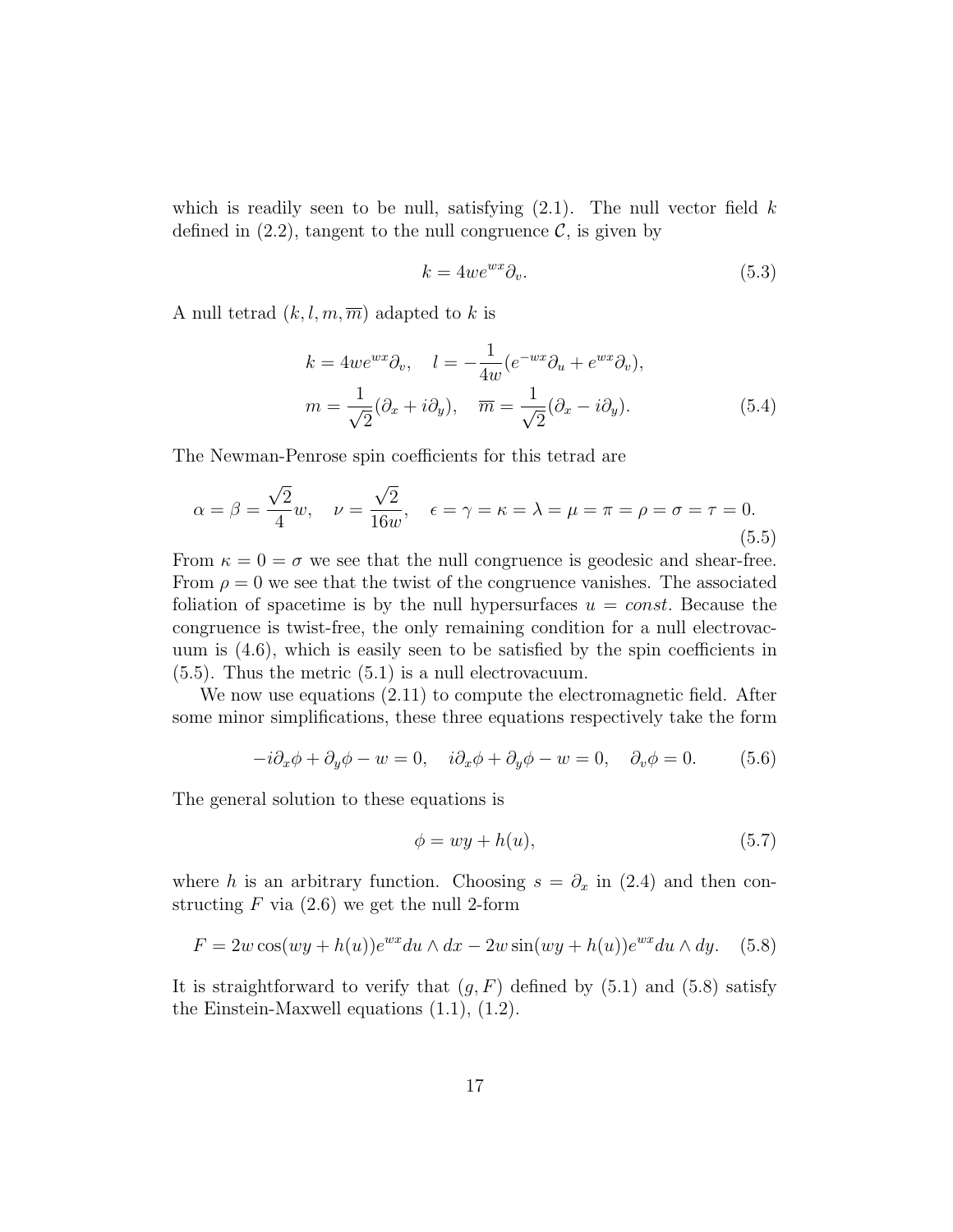which is readily seen to be null, satisfying (2.1). The null vector field $k$ defined in (2.2), tangent to the null congruence $\mathcal{C}$, is given by

$$k = 4we^{wx}\partial_v. \tag{5.3}$$

A null tetrad $(k, l, m, \overline{m})$ adapted to $k$ is

$$\begin{aligned} k &= 4we^{wx}\partial_v, \quad l = -\frac{1}{4w}(e^{-wx}\partial_u + e^{wx}\partial_v), \\ m &= \frac{1}{\sqrt{2}}(\partial_x + i\partial_y), \quad \overline{m} = \frac{1}{\sqrt{2}}(\partial_x - i\partial_y). \end{aligned} \tag{5.4}$$

The Newman-Penrose spin coefficients for this tetrad are

$$\alpha = \beta = \frac{\sqrt{2}}{4}w, \quad \nu = \frac{\sqrt{2}}{16w}, \quad \epsilon = \gamma = \kappa = \lambda = \mu = \pi = \rho = \sigma = \tau = 0. \tag{5.5}$$

From $\kappa = 0 = \sigma$ we see that the null congruence is geodesic and shear-free. From $\rho = 0$ we see that the twist of the congruence vanishes. The associated foliation of spacetime is by the null hypersurfaces $u = const$. Because the congruence is twist-free, the only remaining condition for a null electrovacuum is (4.6), which is easily seen to be satisfied by the spin coefficients in (5.5). Thus the metric (5.1) is a null electrovacuum.

We now use equations (2.11) to compute the electromagnetic field. After some minor simplifications, these three equations respectively take the form

$$-i\partial_x\phi + \partial_y\phi - w = 0, \quad i\partial_x\phi + \partial_y\phi - w = 0, \quad \partial_v\phi = 0. \tag{5.6}$$

The general solution to these equations is

$$\phi = wy + h(u), \tag{5.7}$$

where $h$ is an arbitrary function. Choosing $s = \partial_x$ in (2.4) and then constructing $F$ via (2.6) we get the null 2-form

$$F = 2w\cos(wy + h(u))e^{wx}du \wedge dx - 2w\sin(wy + h(u))e^{wx}du \wedge dy. \tag{5.8}$$

It is straightforward to verify that $(g, F)$ defined by (5.1) and (5.8) satisfy the Einstein-Maxwell equations (1.1), (1.2).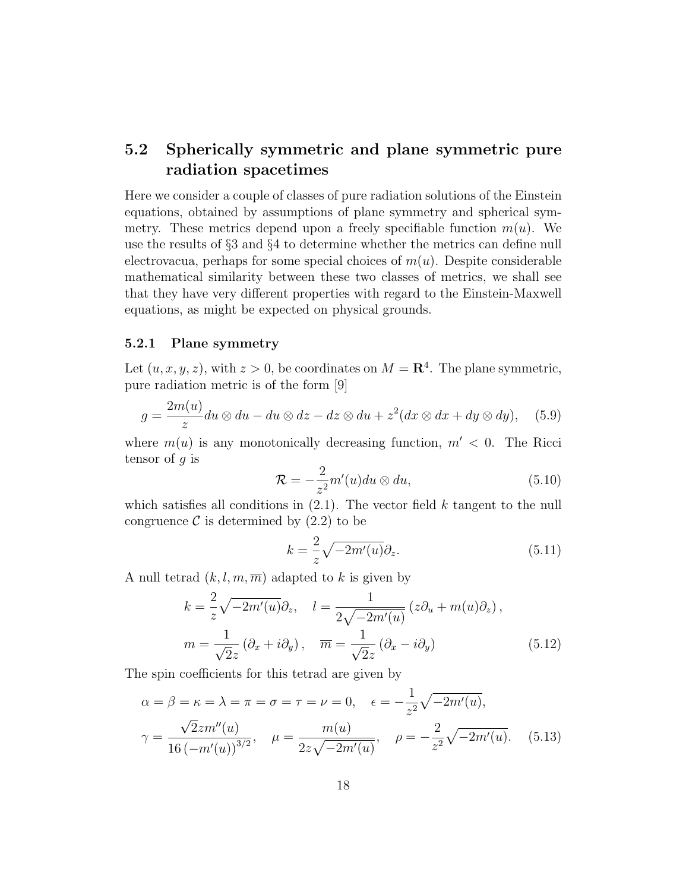## 5.2 Spherically symmetric and plane symmetric pure radiation spacetimes

Here we consider a couple of classes of pure radiation solutions of the Einstein equations, obtained by assumptions of plane symmetry and spherical symmetry. These metrics depend upon a freely specifiable function $m(u)$. We use the results of §3 and §4 to determine whether the metrics can define null electrovacua, perhaps for some special choices of $m(u)$. Despite considerable mathematical similarity between these two classes of metrics, we shall see that they have very different properties with regard to the Einstein-Maxwell equations, as might be expected on physical grounds.

### 5.2.1 Plane symmetry

Let $(u, x, y, z)$, with $z > 0$, be coordinates on $M = \mathbf{R}^4$. The plane symmetric, pure radiation metric is of the form [9]

$$g = \frac{2m(u)}{z} du \otimes du - du \otimes dz - dz \otimes du + z^2(dx \otimes dx + dy \otimes dy), \quad (5.9)$$

where $m(u)$ is any monotonically decreasing function, $m' < 0$. The Ricci tensor of $g$ is

$$\mathcal{R} = -\frac{2}{z^2} m'(u) du \otimes du, \quad (5.10)$$

which satisfies all conditions in (2.1). The vector field $k$ tangent to the null congruence $\mathcal{C}$ is determined by (2.2) to be

$$k = \frac{2}{z}\sqrt{-2m'(u)}\partial_z. \quad (5.11)$$

A null tetrad $(k, l, m, \overline{m})$ adapted to $k$ is given by

$$k = \frac{2}{z}\sqrt{-2m'(u)}\partial_z, \quad l = \frac{1}{2\sqrt{-2m'(u)}}\left(z\partial_u + m(u)\partial_z\right),$$
$$m = \frac{1}{\sqrt{2}z}\left(\partial_x + i\partial_y\right), \quad \overline{m} = \frac{1}{\sqrt{2}z}\left(\partial_x - i\partial_y\right) \quad (5.12)$$

The spin coefficients for this tetrad are given by

$$\alpha = \beta = \kappa = \lambda = \pi = \sigma = \tau = \nu = 0, \quad \epsilon = -\frac{1}{z^2}\sqrt{-2m'(u)},$$
$$\gamma = \frac{\sqrt{2}zm''(u)}{16\left(-m'(u)\right)^{3/2}}, \quad \mu = \frac{m(u)}{2z\sqrt{-2m'(u)}}, \quad \rho = -\frac{2}{z^2}\sqrt{-2m'(u)}. \quad (5.13)$$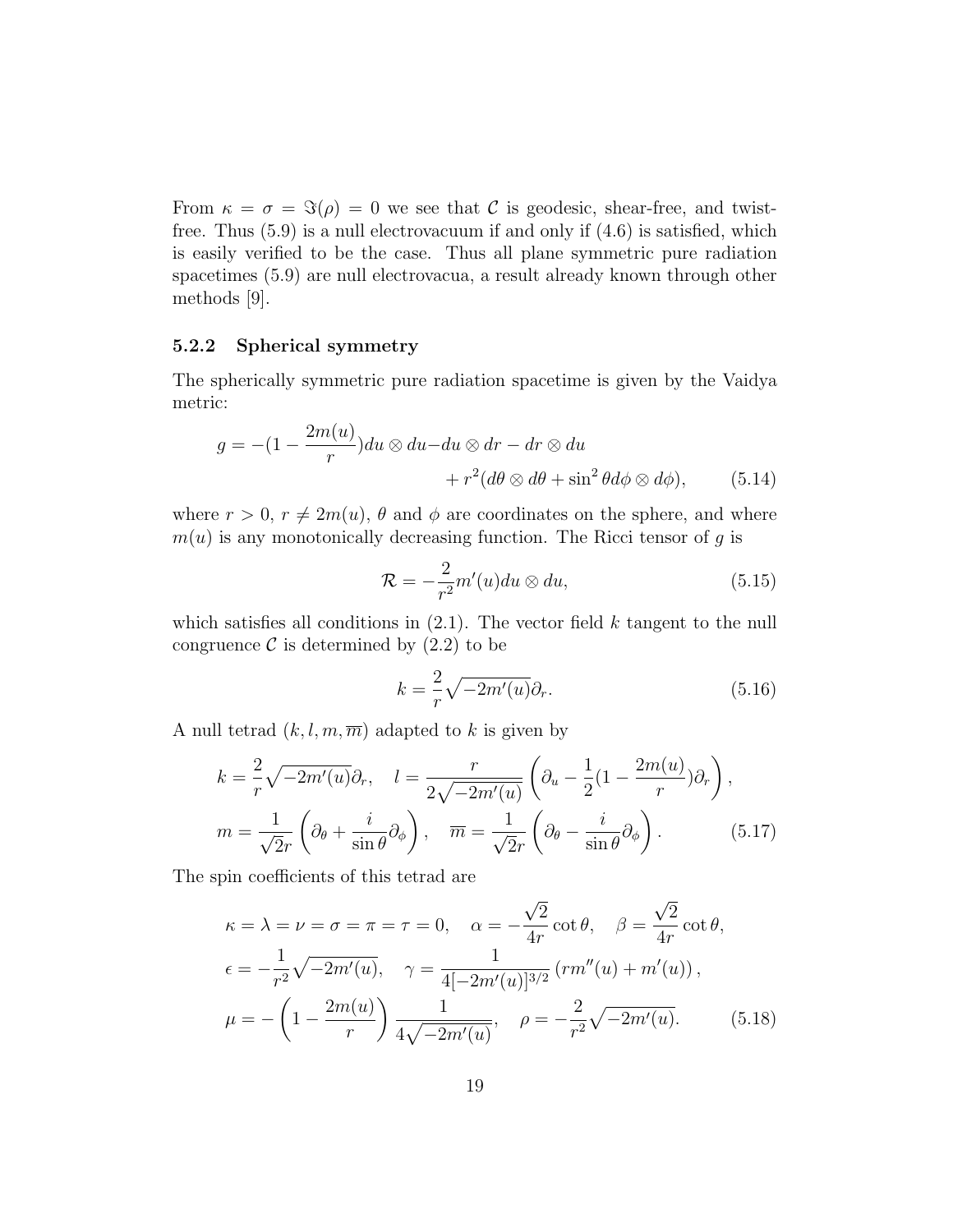From $\kappa = \sigma = \Im(\rho) = 0$ we see that $\mathcal{C}$ is geodesic, shear-free, and twist-free. Thus (5.9) is a null electrovacuum if and only if (4.6) is satisfied, which is easily verified to be the case. Thus all plane symmetric pure radiation spacetimes (5.9) are null electrovacua, a result already known through other methods [9].

### 5.2.2 Spherical symmetry

The spherically symmetric pure radiation spacetime is given by the Vaidya metric:

$$
\begin{aligned}
g = -(1 - \frac{2m(u)}{r})du \otimes du - du \otimes dr - dr \otimes du \\
+ r^2(d\theta \otimes d\theta + \sin^2\theta d\phi \otimes d\phi), \qquad (5.14)
\end{aligned}
$$

where $r > 0$, $r \neq 2m(u)$, $\theta$ and $\phi$ are coordinates on the sphere, and where $m(u)$ is any monotonically decreasing function. The Ricci tensor of $g$ is

$$
\mathcal{R} = -\frac{2}{r^2}m'(u)du \otimes du, \qquad (5.15)
$$

which satisfies all conditions in (2.1). The vector field $k$ tangent to the null congruence $\mathcal{C}$ is determined by (2.2) to be

$$
k = \frac{2}{r}\sqrt{-2m'(u)}\partial_r. \qquad (5.16)
$$

A null tetrad $(k, l, m, \overline{m})$ adapted to $k$ is given by

$$
\begin{aligned}
k &= \frac{2}{r}\sqrt{-2m'(u)}\partial_r, \quad l = \frac{r}{2\sqrt{-2m'(u)}}\left(\partial_u - \frac{1}{2}(1 - \frac{2m(u)}{r})\partial_r\right), \\
m &= \frac{1}{\sqrt{2}r}\left(\partial_\theta + \frac{i}{\sin\theta}\partial_\phi\right), \quad \overline{m} = \frac{1}{\sqrt{2}r}\left(\partial_\theta - \frac{i}{\sin\theta}\partial_\phi\right). \qquad (5.17)
\end{aligned}
$$

The spin coefficients of this tetrad are

$$
\begin{aligned}
&\kappa = \lambda = \nu = \sigma = \pi = \tau = 0, \quad \alpha = -\frac{\sqrt{2}}{4r}\cot\theta, \quad \beta = \frac{\sqrt{2}}{4r}\cot\theta, \\
&\epsilon = -\frac{1}{r^2}\sqrt{-2m'(u)}, \quad \gamma = \frac{1}{4[-2m'(u)]^{3/2}}\left(rm''(u) + m'(u)\right), \\
&\mu = -\left(1 - \frac{2m(u)}{r}\right)\frac{1}{4\sqrt{-2m'(u)}}, \quad \rho = -\frac{2}{r^2}\sqrt{-2m'(u)}. \qquad (5.18)
\end{aligned}
$$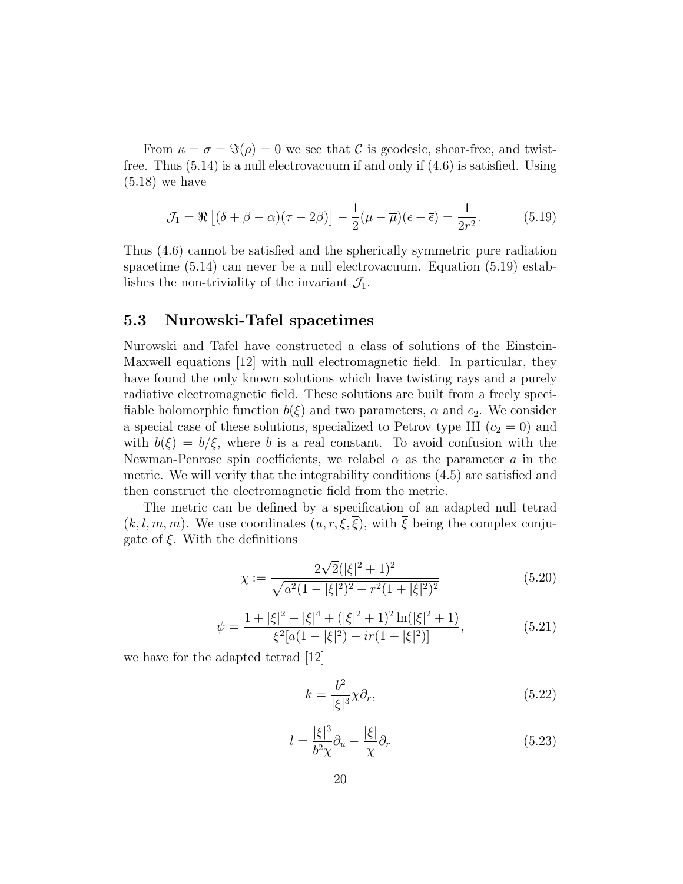From $\kappa = \sigma = \Im(\rho) = 0$ we see that $\mathcal{C}$ is geodesic, shear-free, and twist-free. Thus (5.14) is a null electrovacuum if and only if (4.6) is satisfied. Using (5.18) we have

$$\mathcal{J}_1 = \Re\left[(\overline{\delta} + \overline{\beta} - \alpha)(\tau - 2\beta)\right] - \frac{1}{2}(\mu - \overline{\mu})(\epsilon - \overline{\epsilon}) = \frac{1}{2r^2}. \tag{5.19}$$

Thus (4.6) cannot be satisfied and the spherically symmetric pure radiation spacetime (5.14) can never be a null electrovacuum. Equation (5.19) establishes the non-triviality of the invariant $\mathcal{J}_1$.

## 5.3 Nurowski-Tafel spacetimes

Nurowski and Tafel have constructed a class of solutions of the Einstein-Maxwell equations [12] with null electromagnetic field. In particular, they have found the only known solutions which have twisting rays and a purely radiative electromagnetic field. These solutions are built from a freely specifiable holomorphic function $b(\xi)$ and two parameters, $\alpha$ and $c_2$. We consider a special case of these solutions, specialized to Petrov type III ($c_2 = 0$) and with $b(\xi) = b/\xi$, where $b$ is a real constant. To avoid confusion with the Newman-Penrose spin coefficients, we relabel $\alpha$ as the parameter $a$ in the metric. We will verify that the integrability conditions (4.5) are satisfied and then construct the electromagnetic field from the metric.

The metric can be defined by a specification of an adapted null tetrad $(k, l, m, \overline{m})$. We use coordinates $(u, r, \xi, \overline{\xi})$, with $\overline{\xi}$ being the complex conjugate of $\xi$. With the definitions

$$\chi := \frac{2\sqrt{2}(|\xi|^2 + 1)^2}{\sqrt{a^2(1 - |\xi|^2)^2 + r^2(1 + |\xi|^2)^2}} \tag{5.20}$$

$$\psi = \frac{1 + |\xi|^2 - |\xi|^4 + (|\xi|^2 + 1)^2 \ln(|\xi|^2 + 1)}{\xi^2[a(1 - |\xi|^2) - ir(1 + |\xi|^2)]}, \tag{5.21}$$

we have for the adapted tetrad [12]

$$k = \frac{b^2}{|\xi|^3}\chi\partial_r, \tag{5.22}$$

$$l = \frac{|\xi|^3}{b^2\chi}\partial_u - \frac{|\xi|}{\chi}\partial_r \tag{5.23}$$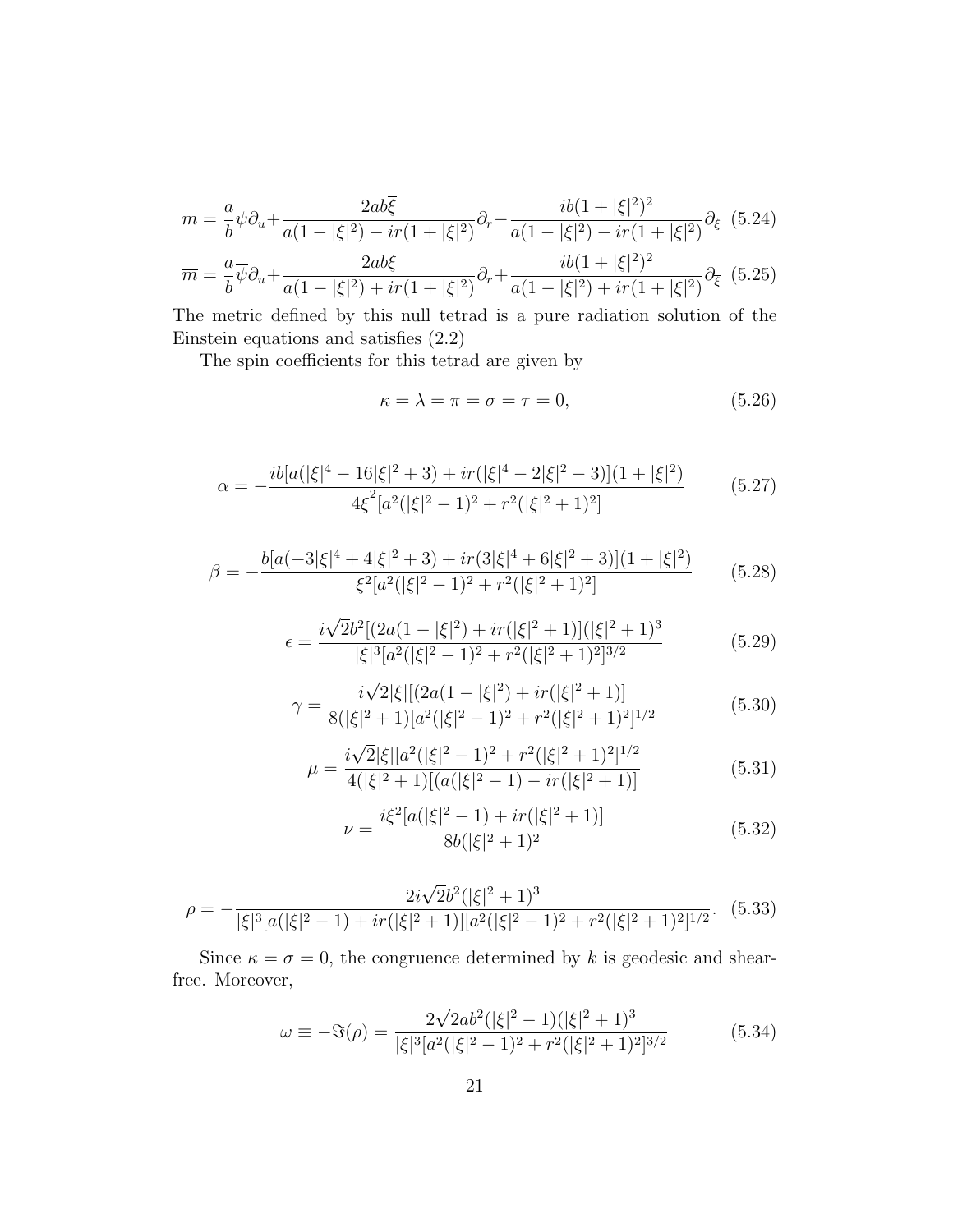$$m = \frac{a}{b}\psi\partial_u + \frac{2ab\overline{\xi}}{a(1-|\xi|^2) - ir(1+|\xi|^2)}\partial_r - \frac{ib(1+|\xi|^2)^2}{a(1-|\xi|^2) - ir(1+|\xi|^2)}\partial_\xi \quad (5.24)$$

$$\overline{m} = \frac{a}{b}\overline{\psi}\partial_u + \frac{2ab\xi}{a(1-|\xi|^2) + ir(1+|\xi|^2)}\partial_r + \frac{ib(1+|\xi|^2)^2}{a(1-|\xi|^2) + ir(1+|\xi|^2)}\partial_{\overline{\xi}} \quad (5.25)$$

The metric defined by this null tetrad is a pure radiation solution of the Einstein equations and satisfies (2.2)

The spin coefficients for this tetrad are given by

$$\kappa = \lambda = \pi = \sigma = \tau = 0, \quad (5.26)$$

$$\alpha = -\frac{ib[a(|\xi|^4 - 16|\xi|^2 + 3) + ir(|\xi|^4 - 2|\xi|^2 - 3)](1+|\xi|^2)}{4\overline{\xi}^2[a^2(|\xi|^2-1)^2 + r^2(|\xi|^2+1)^2]} \quad (5.27)$$

$$\beta = -\frac{b[a(-3|\xi|^4 + 4|\xi|^2 + 3) + ir(3|\xi|^4 + 6|\xi|^2 + 3)](1+|\xi|^2)}{\xi^2[a^2(|\xi|^2-1)^2 + r^2(|\xi|^2+1)^2]} \quad (5.28)$$

$$\epsilon = \frac{i\sqrt{2}b^2[(2a(1-|\xi|^2) + ir(|\xi|^2+1)](|\xi|^2+1)^3}{|\xi|^3[a^2(|\xi|^2-1)^2 + r^2(|\xi|^2+1)^2]^{3/2}} \quad (5.29)$$

$$\gamma = \frac{i\sqrt{2}|\xi|[(2a(1-|\xi|^2) + ir(|\xi|^2+1)]}{8(|\xi|^2+1)[a^2(|\xi|^2-1)^2 + r^2(|\xi|^2+1)^2]^{1/2}} \quad (5.30)$$

$$\mu = \frac{i\sqrt{2}|\xi|[a^2(|\xi|^2-1)^2 + r^2(|\xi|^2+1)^2]^{1/2}}{4(|\xi|^2+1)[(a(|\xi|^2-1) - ir(|\xi|^2+1)]} \quad (5.31)$$

$$\nu = \frac{i\xi^2[a(|\xi|^2-1) + ir(|\xi|^2+1)]}{8b(|\xi|^2+1)^2} \quad (5.32)$$

$$\rho = -\frac{2i\sqrt{2}b^2(|\xi|^2+1)^3}{|\xi|^3[a(|\xi|^2-1) + ir(|\xi|^2+1)][a^2(|\xi|^2-1)^2 + r^2(|\xi|^2+1)^2]^{1/2}}. \quad (5.33)$$

Since $\kappa = \sigma = 0$, the congruence determined by $k$ is geodesic and shear-free. Moreover,

$$\omega \equiv -\Im(\rho) = \frac{2\sqrt{2}ab^2(|\xi|^2-1)(|\xi|^2+1)^3}{|\xi|^3[a^2(|\xi|^2-1)^2 + r^2(|\xi|^2+1)^2]^{3/2}} \quad (5.34)$$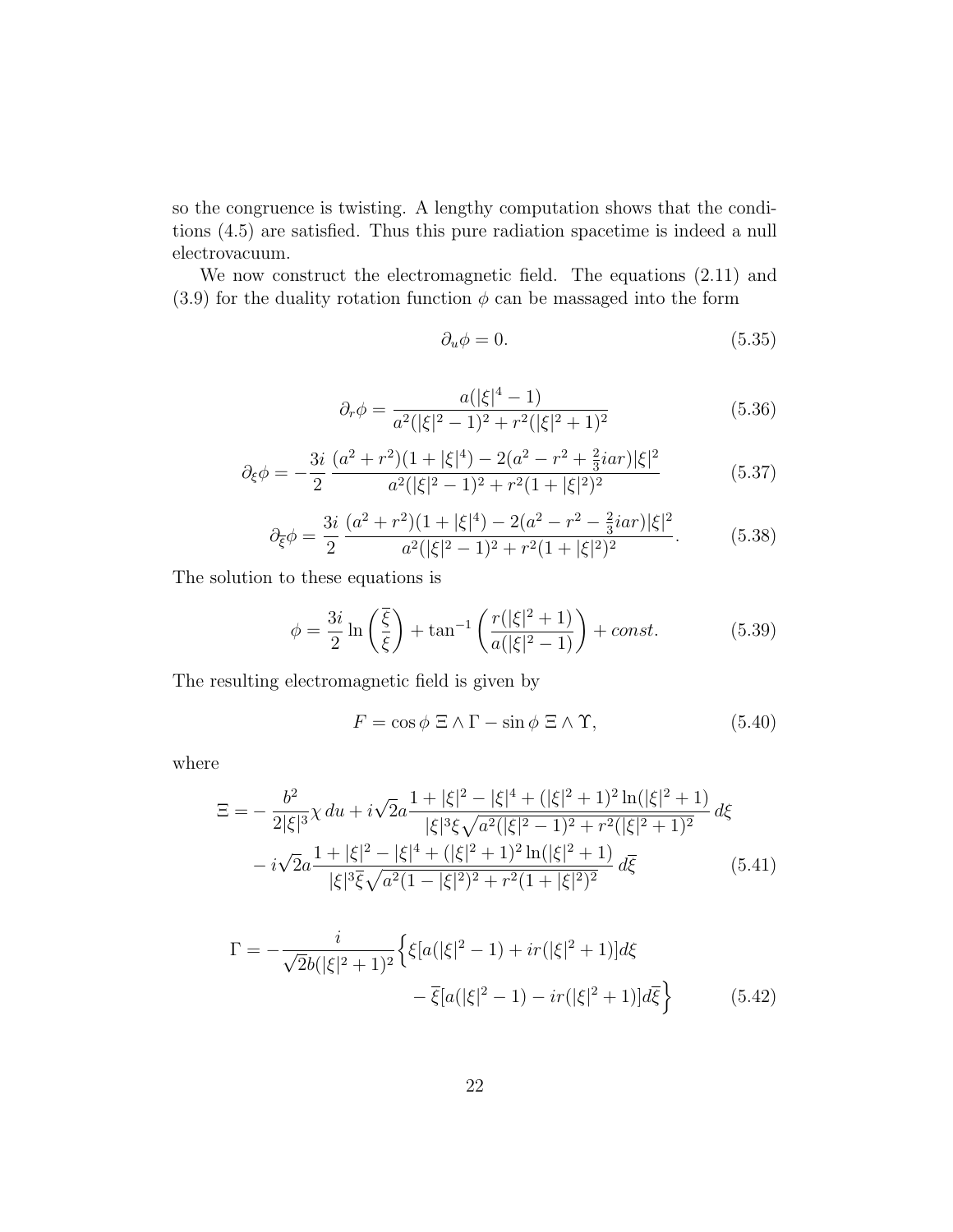so the congruence is twisting. A lengthy computation shows that the conditions (4.5) are satisfied. Thus this pure radiation spacetime is indeed a null electrovacuum.

We now construct the electromagnetic field. The equations (2.11) and (3.9) for the duality rotation function $\phi$ can be massaged into the form

$$\partial_u \phi = 0. \tag{5.35}$$

$$\partial_r \phi = \frac{a(|\xi|^4 - 1)}{a^2(|\xi|^2-1)^2 + r^2(|\xi|^2+1)^2} \tag{5.36}$$

$$\partial_\xi \phi = -\frac{3i}{2}\,\frac{(a^2+r^2)(1+|\xi|^4) - 2(a^2 - r^2 + \frac{2}{3}iar)|\xi|^2}{a^2(|\xi|^2-1)^2 + r^2(1+|\xi|^2)^2} \tag{5.37}$$

$$\partial_{\overline{\xi}} \phi = \frac{3i}{2}\,\frac{(a^2+r^2)(1+|\xi|^4) - 2(a^2 - r^2 - \frac{2}{3}iar)|\xi|^2}{a^2(|\xi|^2-1)^2 + r^2(1+|\xi|^2)^2}. \tag{5.38}$$

The solution to these equations is

$$\phi = \frac{3i}{2}\ln\left(\frac{\overline{\xi}}{\xi}\right) + \tan^{-1}\left(\frac{r(|\xi|^2+1)}{a(|\xi|^2-1)}\right) + const. \tag{5.39}$$

The resulting electromagnetic field is given by

$$F = \cos\phi\ \Xi\wedge\Gamma - \sin\phi\ \Xi\wedge\Upsilon, \tag{5.40}$$

where

$$\begin{aligned}\Xi = &-\frac{b^2}{2|\xi|^3}\chi\, du + i\sqrt{2}a\frac{1+|\xi|^2-|\xi|^4+(|\xi|^2+1)^2\ln(|\xi|^2+1)}{|\xi|^3\xi\sqrt{a^2(|\xi|^2-1)^2+r^2(|\xi|^2+1)^2}}\,d\xi \\ &- i\sqrt{2}a\frac{1+|\xi|^2-|\xi|^4+(|\xi|^2+1)^2\ln(|\xi|^2+1)}{|\xi|^3\overline{\xi}\sqrt{a^2(1-|\xi|^2)^2+r^2(1+|\xi|^2)^2}}\,d\overline{\xi}\end{aligned} \tag{5.41}$$

$$\begin{aligned}\Gamma = -\frac{i}{\sqrt{2}b(|\xi|^2+1)^2}\Big\{&\xi[a(|\xi|^2-1)+ir(|\xi|^2+1)]d\xi \\ &- \overline{\xi}[a(|\xi|^2-1)-ir(|\xi|^2+1)]d\overline{\xi}\Big\}\end{aligned} \tag{5.42}$$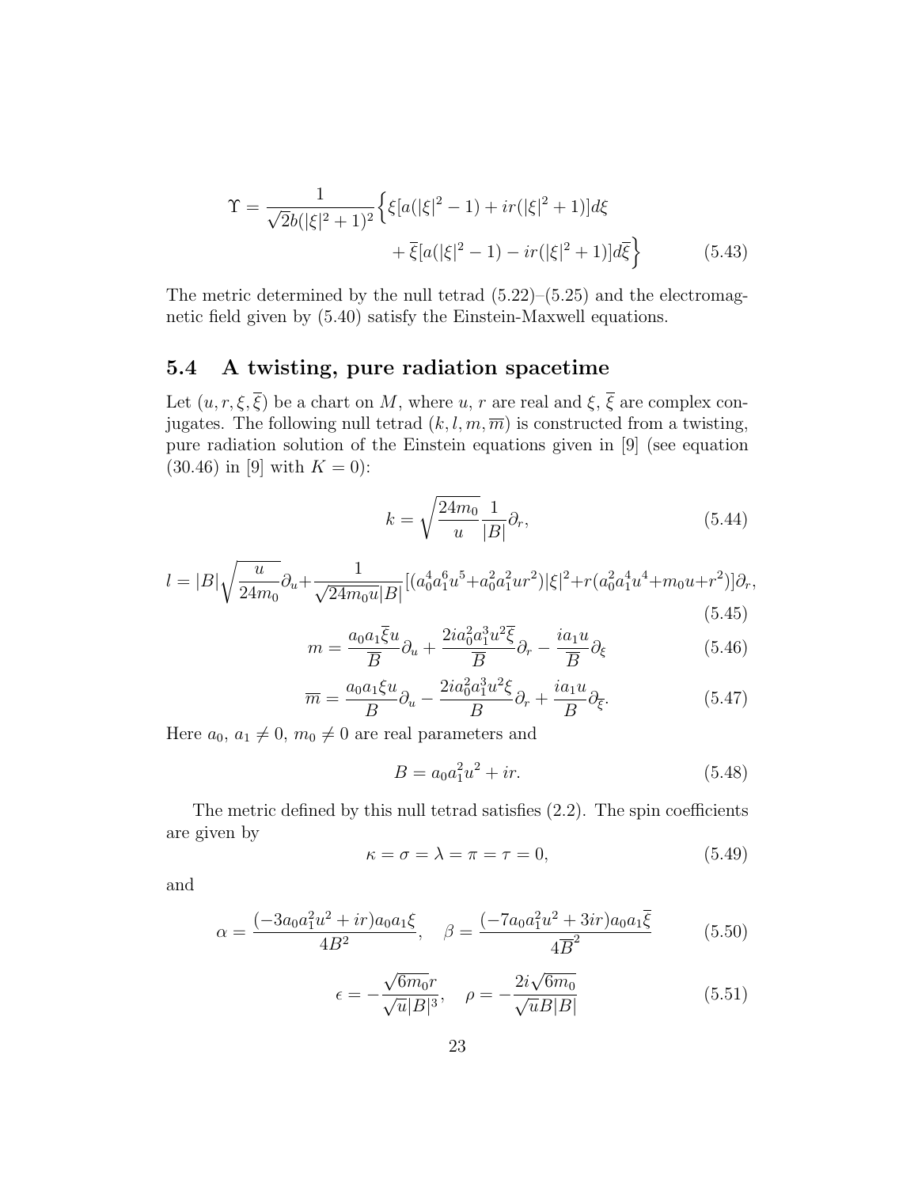$$\Upsilon = \frac{1}{\sqrt{2}b(|\xi|^2+1)^2}\Big\{\xi[a(|\xi|^2-1)+ir(|\xi|^2+1)]d\xi + \overline{\xi}[a(|\xi|^2-1)-ir(|\xi|^2+1)]d\overline{\xi}\Big\} \tag{5.43}$$

The metric determined by the null tetrad (5.22)–(5.25) and the electromagnetic field given by (5.40) satisfy the Einstein-Maxwell equations.

## 5.4 A twisting, pure radiation spacetime

Let $(u, r, \xi, \overline{\xi})$ be a chart on $M$, where $u$, $r$ are real and $\xi$, $\overline{\xi}$ are complex conjugates. The following null tetrad $(k, l, m, \overline{m})$ is constructed from a twisting, pure radiation solution of the Einstein equations given in [9] (see equation (30.46) in [9] with $K = 0$):

$$k = \sqrt{\frac{24m_0}{u}}\frac{1}{|B|}\partial_r, \tag{5.44}$$

$$l = |B|\sqrt{\frac{u}{24m_0}}\partial_u + \frac{1}{\sqrt{24m_0u}|B|}[(a_0^4a_1^6u^5 + a_0^2a_1^2ur^2)|\xi|^2 + r(a_0^2a_1^4u^4 + m_0u + r^2)]\partial_r, \tag{5.45}$$

$$m = \frac{a_0a_1\overline{\xi}u}{\overline{B}}\partial_u + \frac{2ia_0^2a_1^3u^2\overline{\xi}}{\overline{B}}\partial_r - \frac{ia_1u}{\overline{B}}\partial_\xi \tag{5.46}$$

$$\overline{m} = \frac{a_0a_1\xi u}{B}\partial_u - \frac{2ia_0^2a_1^3u^2\xi}{B}\partial_r + \frac{ia_1u}{B}\partial_{\overline{\xi}}. \tag{5.47}$$

Here $a_0$, $a_1 \neq 0$, $m_0 \neq 0$ are real parameters and

$$B = a_0a_1^2u^2 + ir. \tag{5.48}$$

The metric defined by this null tetrad satisfies (2.2). The spin coefficients are given by

$$\kappa = \sigma = \lambda = \pi = \tau = 0, \tag{5.49}$$

and

$$\alpha = \frac{(-3a_0a_1^2u^2 + ir)a_0a_1\xi}{4B^2}, \quad \beta = \frac{(-7a_0a_1^2u^2 + 3ir)a_0a_1\overline{\xi}}{4\overline{B}^2} \tag{5.50}$$

$$\epsilon = -\frac{\sqrt{6m_0}r}{\sqrt{u}|B|^3}, \quad \rho = -\frac{2i\sqrt{6m_0}}{\sqrt{u}B|B|} \tag{5.51}$$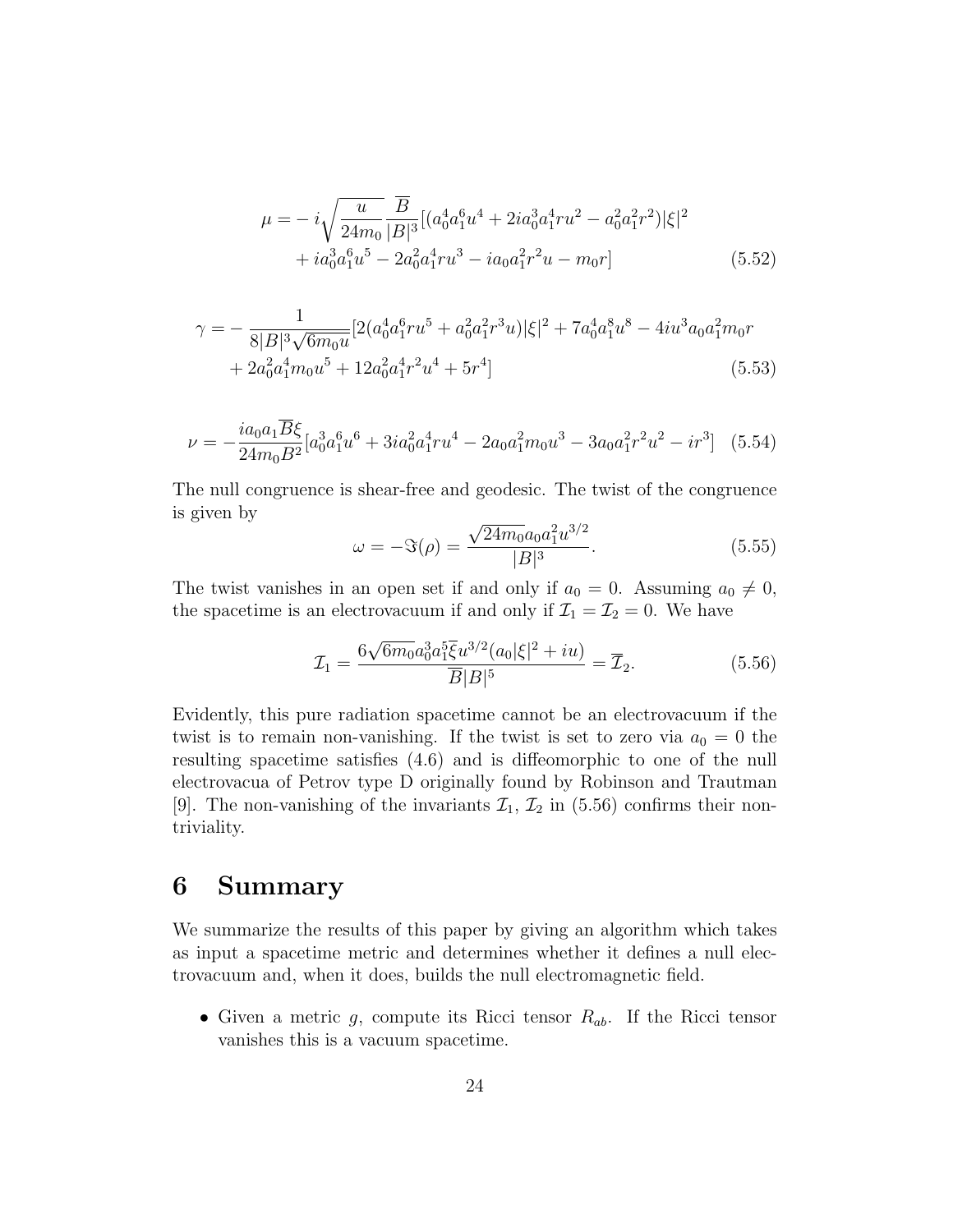$$
\begin{aligned}
\mu = & -i\sqrt{\frac{u}{24m_0}}\frac{\overline{B}}{|B|^3}[(a_0^4a_1^6u^4 + 2ia_0^3a_1^4ru^2 - a_0^2a_1^2r^2)|\xi|^2 \\
& + ia_0^3a_1^6u^5 - 2a_0^2a_1^4ru^3 - ia_0a_1^2r^2u - m_0r]
\end{aligned} \tag{5.52}
$$

$$
\begin{aligned}
\gamma = & -\frac{1}{8|B|^3\sqrt{6m_0u}}[2(a_0^4a_1^6ru^5 + a_0^2a_1^2r^3u)|\xi|^2 + 7a_0^4a_1^8u^8 - 4iu^3a_0a_1^2m_0r \\
& + 2a_0^2a_1^4m_0u^5 + 12a_0^2a_1^4r^2u^4 + 5r^4]
\end{aligned} \tag{5.53}
$$

$$
\nu = -\frac{ia_0a_1\overline{B}\xi}{24m_0B^2}[a_0^3a_1^6u^6 + 3ia_0^2a_1^4ru^4 - 2a_0a_1^2m_0u^3 - 3a_0a_1^2r^2u^2 - ir^3] \tag{5.54}
$$

The null congruence is shear-free and geodesic. The twist of the congruence is given by

$$
\omega = -\Im(\rho) = \frac{\sqrt{24m_0}a_0a_1^2u^{3/2}}{|B|^3}. \tag{5.55}
$$

The twist vanishes in an open set if and only if $a_0 = 0$. Assuming $a_0 \neq 0$, the spacetime is an electrovacuum if and only if $\mathcal{I}_1 = \mathcal{I}_2 = 0$. We have

$$
\mathcal{I}_1 = \frac{6\sqrt{6m_0}a_0^3a_1^5\overline{\xi}u^{3/2}(a_0|\xi|^2 + iu)}{\overline{B}|B|^5} = \overline{\mathcal{I}}_2. \tag{5.56}
$$

Evidently, this pure radiation spacetime cannot be an electrovacuum if the twist is to remain non-vanishing. If the twist is set to zero via $a_0 = 0$ the resulting spacetime satisfies (4.6) and is diffeomorphic to one of the null electrovacua of Petrov type D originally found by Robinson and Trautman [9]. The non-vanishing of the invariants $\mathcal{I}_1$, $\mathcal{I}_2$ in (5.56) confirms their non-triviality.

# 6 Summary

We summarize the results of this paper by giving an algorithm which takes as input a spacetime metric and determines whether it defines a null electrovacuum and, when it does, builds the null electromagnetic field.

- Given a metric $g$, compute its Ricci tensor $R_{ab}$. If the Ricci tensor vanishes this is a vacuum spacetime.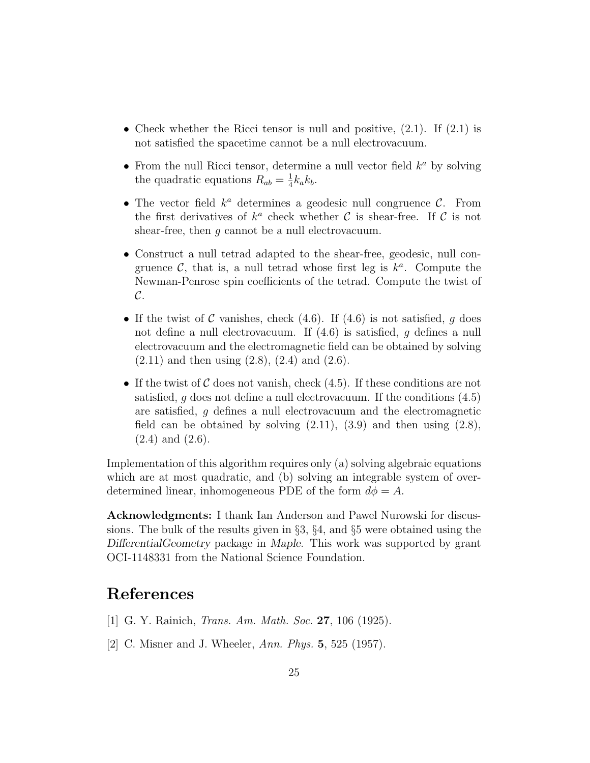- Check whether the Ricci tensor is null and positive, (2.1). If (2.1) is not satisfied the spacetime cannot be a null electrovacuum.
- From the null Ricci tensor, determine a null vector field $k^a$ by solving the quadratic equations $R_{ab} = \frac{1}{4} k_a k_b$.
- The vector field $k^a$ determines a geodesic null congruence $\mathcal{C}$. From the first derivatives of $k^a$ check whether $\mathcal{C}$ is shear-free. If $\mathcal{C}$ is not shear-free, then $g$ cannot be a null electrovacuum.
- Construct a null tetrad adapted to the shear-free, geodesic, null congruence $\mathcal{C}$, that is, a null tetrad whose first leg is $k^a$. Compute the Newman-Penrose spin coefficients of the tetrad. Compute the twist of $\mathcal{C}$.
- If the twist of $\mathcal{C}$ vanishes, check (4.6). If (4.6) is not satisfied, $g$ does not define a null electrovacuum. If (4.6) is satisfied, $g$ defines a null electrovacuum and the electromagnetic field can be obtained by solving (2.11) and then using (2.8), (2.4) and (2.6).
- If the twist of $\mathcal{C}$ does not vanish, check (4.5). If these conditions are not satisfied, $g$ does not define a null electrovacuum. If the conditions (4.5) are satisfied, $g$ defines a null electrovacuum and the electromagnetic field can be obtained by solving (2.11), (3.9) and then using (2.8), (2.4) and (2.6).

Implementation of this algorithm requires only (a) solving algebraic equations which are at most quadratic, and (b) solving an integrable system of over-determined linear, inhomogeneous PDE of the form $d\phi = A$.

**Acknowledgments:** I thank Ian Anderson and Pawel Nurowski for discussions. The bulk of the results given in §3, §4, and §5 were obtained using the *DifferentialGeometry* package in *Maple*. This work was supported by grant OCI-1148331 from the National Science Foundation.

# References

[1] G. Y. Rainich, *Trans. Am. Math. Soc.* **27**, 106 (1925).

[2] C. Misner and J. Wheeler, *Ann. Phys.* **5**, 525 (1957).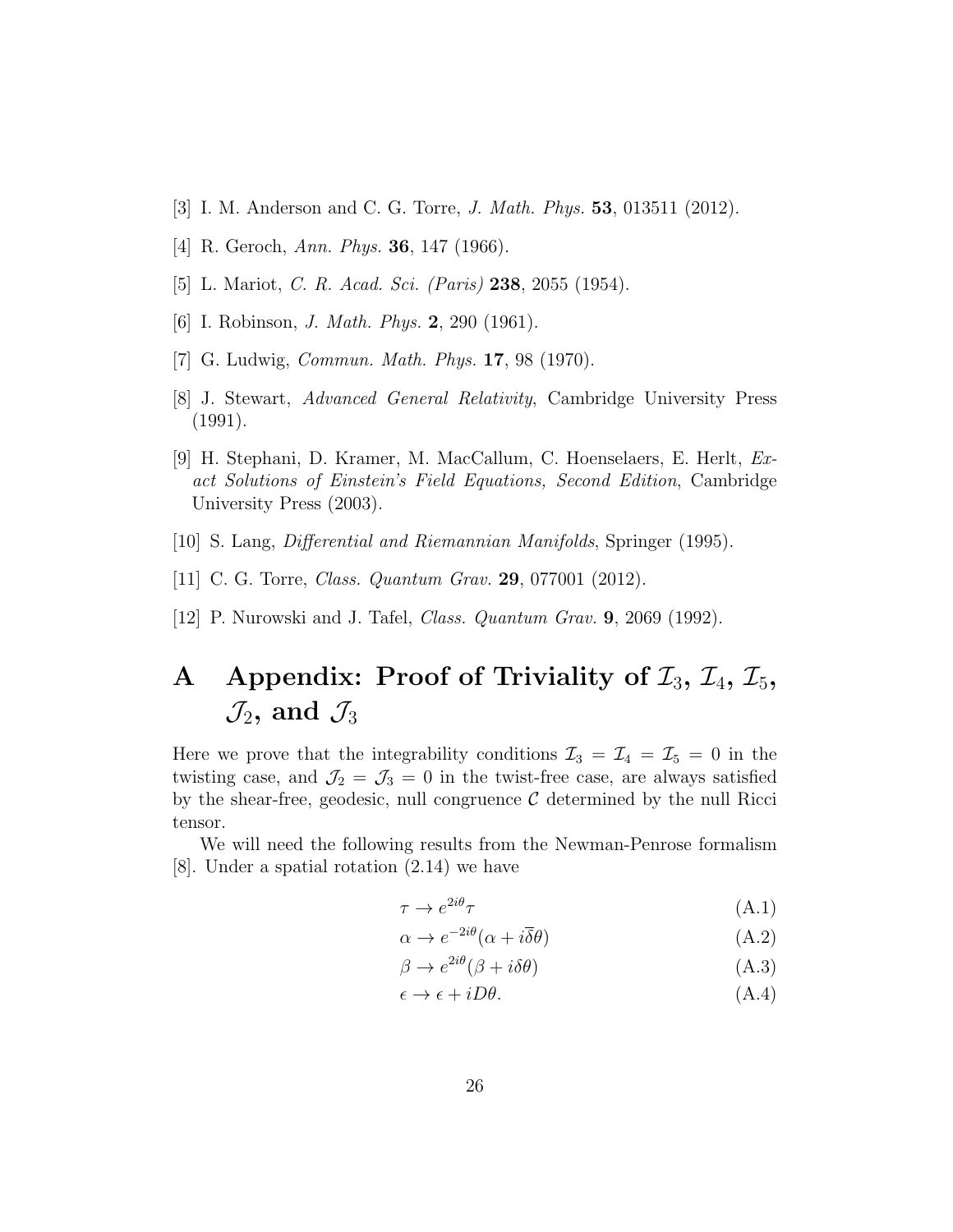[3] I. M. Anderson and C. G. Torre, *J. Math. Phys.* **53**, 013511 (2012).

[4] R. Geroch, *Ann. Phys.* **36**, 147 (1966).

[5] L. Mariot, *C. R. Acad. Sci. (Paris)* **238**, 2055 (1954).

[6] I. Robinson, *J. Math. Phys.* **2**, 290 (1961).

[7] G. Ludwig, *Commun. Math. Phys.* **17**, 98 (1970).

[8] J. Stewart, *Advanced General Relativity*, Cambridge University Press (1991).

[9] H. Stephani, D. Kramer, M. MacCallum, C. Hoenselaers, E. Herlt, *Exact Solutions of Einstein's Field Equations, Second Edition*, Cambridge University Press (2003).

[10] S. Lang, *Differential and Riemannian Manifolds*, Springer (1995).

[11] C. G. Torre, *Class. Quantum Grav.* **29**, 077001 (2012).

[12] P. Nurowski and J. Tafel, *Class. Quantum Grav.* **9**, 2069 (1992).

# A Appendix: Proof of Triviality of $\mathcal{I}_3$, $\mathcal{I}_4$, $\mathcal{I}_5$, $\mathcal{J}_2$, and $\mathcal{J}_3$

Here we prove that the integrability conditions $\mathcal{I}_3 = \mathcal{I}_4 = \mathcal{I}_5 = 0$ in the twisting case, and $\mathcal{J}_2 = \mathcal{J}_3 = 0$ in the twist-free case, are always satisfied by the shear-free, geodesic, null congruence $\mathcal{C}$ determined by the null Ricci tensor.

We will need the following results from the Newman-Penrose formalism [8]. Under a spatial rotation (2.14) we have

$$\tau \to e^{2i\theta}\tau \tag{A.1}$$

$$\alpha \to e^{-2i\theta}(\alpha + i\bar{\delta}\theta) \tag{A.2}$$

$$\beta \to e^{2i\theta}(\beta + i\delta\theta) \tag{A.3}$$

$$\epsilon \to \epsilon + iD\theta. \tag{A.4}$$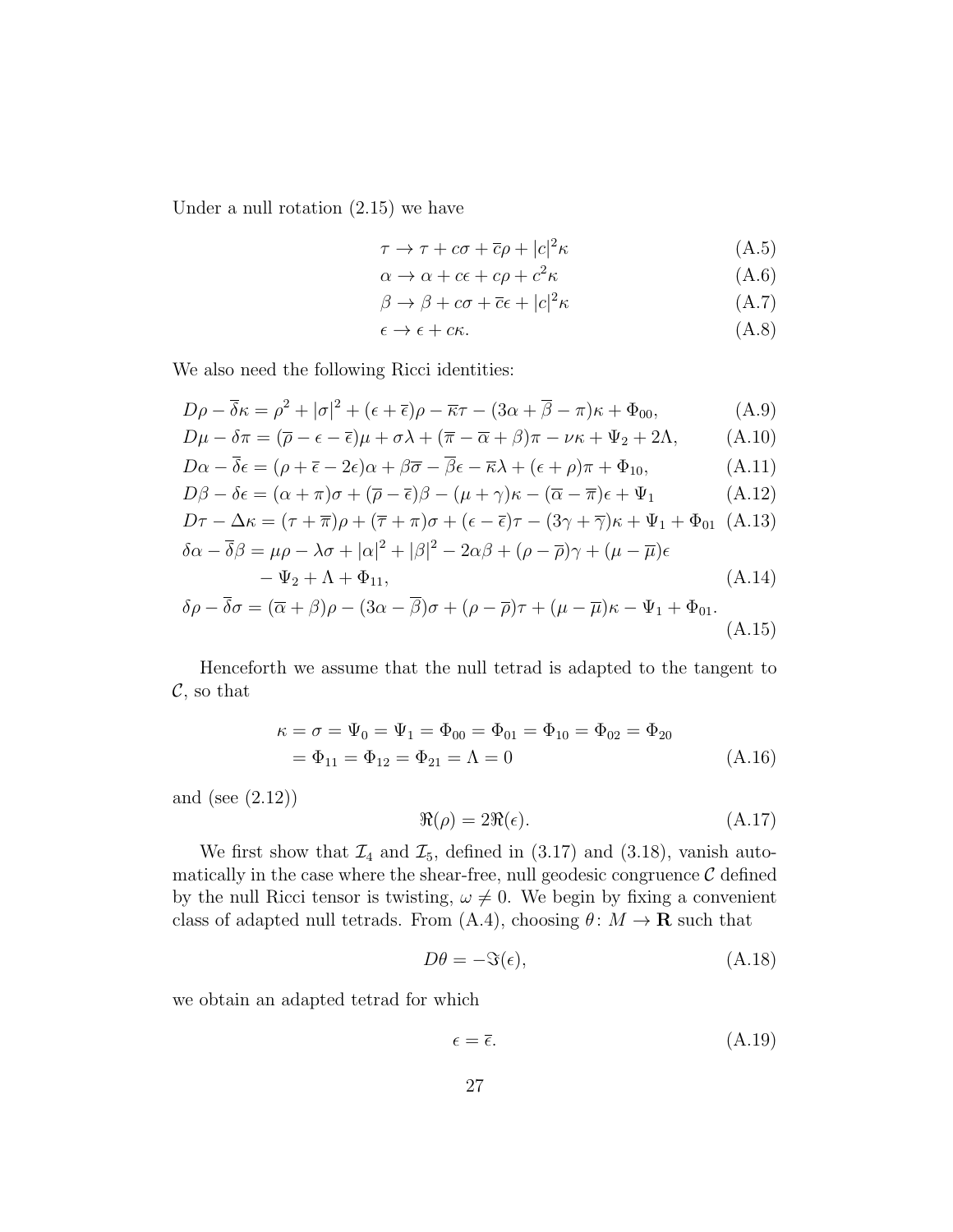Under a null rotation (2.15) we have

$$\tau \to \tau + c\sigma + \overline{c}\rho + |c|^2\kappa \tag{A.5}$$

$$\alpha \to \alpha + c\epsilon + c\rho + c^2\kappa \tag{A.6}$$

$$\beta \to \beta + c\sigma + \overline{c}\epsilon + |c|^2\kappa \tag{A.7}$$

$$\epsilon \to \epsilon + c\kappa. \tag{A.8}$$

We also need the following Ricci identities:

$$D\rho - \overline{\delta}\kappa = \rho^2 + |\sigma|^2 + (\epsilon + \overline{\epsilon})\rho - \overline{\kappa}\tau - (3\alpha + \overline{\beta} - \pi)\kappa + \Phi_{00}, \tag{A.9}$$

$$D\mu - \delta\pi = (\overline{\rho} - \epsilon - \overline{\epsilon})\mu + \sigma\lambda + (\overline{\pi} - \overline{\alpha} + \beta)\pi - \nu\kappa + \Psi_2 + 2\Lambda, \tag{A.10}$$

$$D\alpha - \overline{\delta}\epsilon = (\rho + \overline{\epsilon} - 2\epsilon)\alpha + \beta\overline{\sigma} - \overline{\beta}\epsilon - \overline{\kappa}\lambda + (\epsilon + \rho)\pi + \Phi_{10}, \tag{A.11}$$

$$D\beta - \delta\epsilon = (\alpha + \pi)\sigma + (\overline{\rho} - \overline{\epsilon})\beta - (\mu + \gamma)\kappa - (\overline{\alpha} - \overline{\pi})\epsilon + \Psi_1 \tag{A.12}$$

$$D\tau - \Delta\kappa = (\tau + \overline{\pi})\rho + (\overline{\tau} + \pi)\sigma + (\epsilon - \overline{\epsilon})\tau - (3\gamma + \overline{\gamma})\kappa + \Psi_1 + \Phi_{01} \tag{A.13}$$

$$\begin{aligned}\delta\alpha - \overline{\delta}\beta = \mu\rho - \lambda\sigma + |\alpha|^2 + |\beta|^2 - 2\alpha\beta + (\rho - \overline{\rho})\gamma + (\mu - \overline{\mu})\epsilon \\ - \Psi_2 + \Lambda + \Phi_{11},\end{aligned} \tag{A.14}$$

$$\delta\rho - \overline{\delta}\sigma = (\overline{\alpha} + \beta)\rho - (3\alpha - \overline{\beta})\sigma + (\rho - \overline{\rho})\tau + (\mu - \overline{\mu})\kappa - \Psi_1 + \Phi_{01}. \tag{A.15}$$

Henceforth we assume that the null tetrad is adapted to the tangent to $\mathcal{C}$, so that

$$\begin{aligned}\kappa = \sigma = \Psi_0 = \Psi_1 = \Phi_{00} = \Phi_{01} = \Phi_{10} = \Phi_{02} = \Phi_{20} \\ = \Phi_{11} = \Phi_{12} = \Phi_{21} = \Lambda = 0\end{aligned} \tag{A.16}$$

and (see (2.12))

$$\Re(\rho) = 2\Re(\epsilon). \tag{A.17}$$

We first show that $\mathcal{I}_4$ and $\mathcal{I}_5$, defined in (3.17) and (3.18), vanish automatically in the case where the shear-free, null geodesic congruence $\mathcal{C}$ defined by the null Ricci tensor is twisting, $\omega \neq 0$. We begin by fixing a convenient class of adapted null tetrads. From (A.4), choosing $\theta\colon M \to \mathbf{R}$ such that

$$D\theta = -\Im(\epsilon), \tag{A.18}$$

we obtain an adapted tetrad for which

$$\epsilon = \overline{\epsilon}. \tag{A.19}$$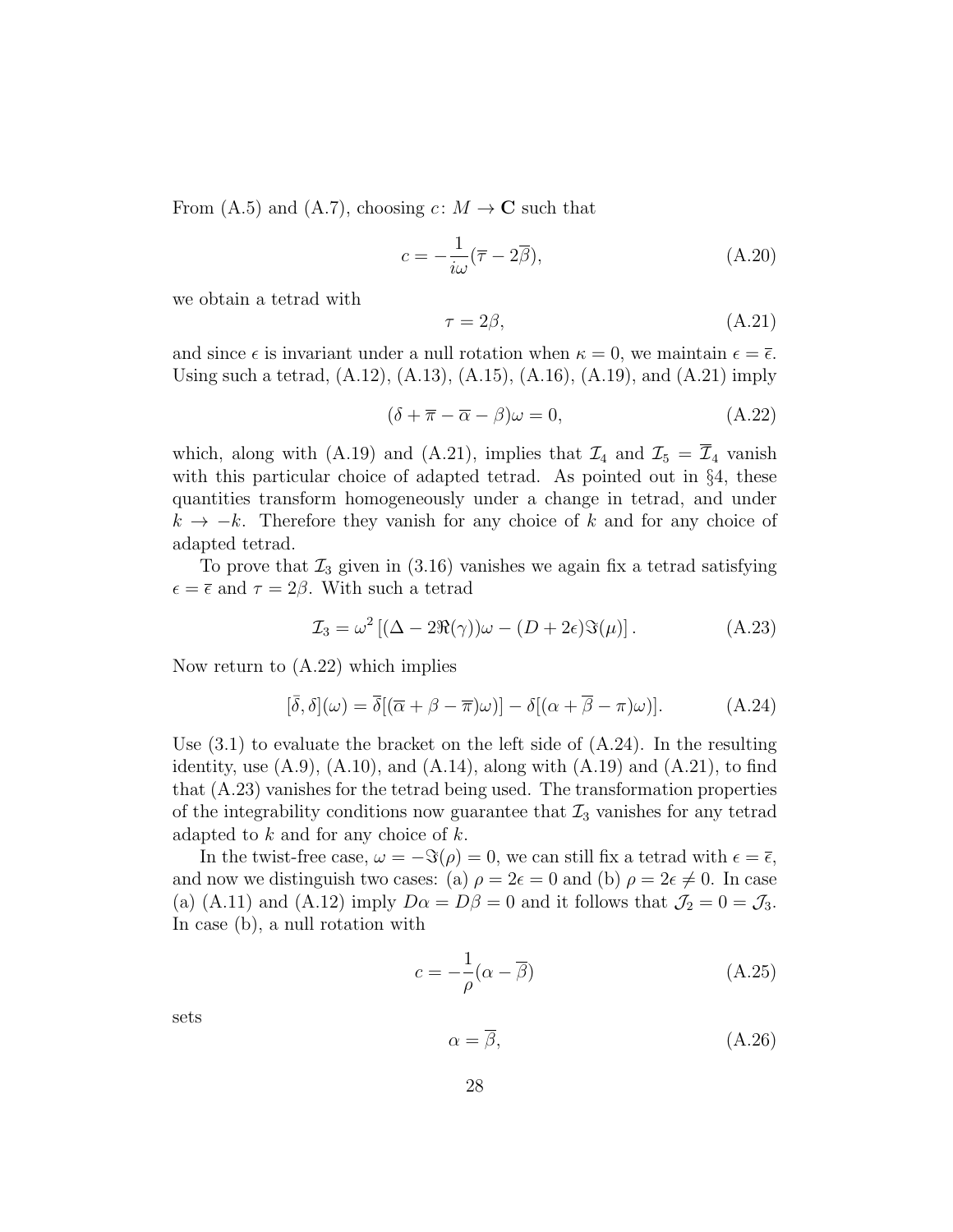From (A.5) and (A.7), choosing $c\colon M \to \mathbf{C}$ such that

$$c = -\frac{1}{i\omega}(\overline{\tau} - 2\overline{\beta}), \tag{A.20}$$

we obtain a tetrad with

$$\tau = 2\beta, \tag{A.21}$$

and since $\epsilon$ is invariant under a null rotation when $\kappa = 0$, we maintain $\epsilon = \overline{\epsilon}$. Using such a tetrad, (A.12), (A.13), (A.15), (A.16), (A.19), and (A.21) imply

$$(\delta + \overline{\pi} - \overline{\alpha} - \beta)\omega = 0, \tag{A.22}$$

which, along with (A.19) and (A.21), implies that $\mathcal{I}_4$ and $\mathcal{I}_5 = \overline{\mathcal{I}}_4$ vanish with this particular choice of adapted tetrad. As pointed out in §4, these quantities transform homogeneously under a change in tetrad, and under $k \to -k$. Therefore they vanish for any choice of $k$ and for any choice of adapted tetrad.

To prove that $\mathcal{I}_3$ given in (3.16) vanishes we again fix a tetrad satisfying $\epsilon = \overline{\epsilon}$ and $\tau = 2\beta$. With such a tetrad

$$\mathcal{I}_3 = \omega^2 \left[ (\Delta - 2\Re(\gamma))\omega - (D + 2\epsilon)\Im(\mu) \right]. \tag{A.23}$$

Now return to (A.22) which implies

$$[\bar{\delta}, \delta](\omega) = \overline{\delta}[(\overline{\alpha} + \beta - \overline{\pi})\omega)] - \delta[(\alpha + \overline{\beta} - \pi)\omega)]. \tag{A.24}$$

Use (3.1) to evaluate the bracket on the left side of (A.24). In the resulting identity, use (A.9), (A.10), and (A.14), along with (A.19) and (A.21), to find that (A.23) vanishes for the tetrad being used. The transformation properties of the integrability conditions now guarantee that $\mathcal{I}_3$ vanishes for any tetrad adapted to $k$ and for any choice of $k$.

In the twist-free case, $\omega = -\Im(\rho) = 0$, we can still fix a tetrad with $\epsilon = \overline{\epsilon}$, and now we distinguish two cases: (a) $\rho = 2\epsilon = 0$ and (b) $\rho = 2\epsilon \neq 0$. In case (a) (A.11) and (A.12) imply $D\alpha = D\beta = 0$ and it follows that $\mathcal{J}_2 = 0 = \mathcal{J}_3$. In case (b), a null rotation with

$$c = -\frac{1}{\rho}(\alpha - \overline{\beta}) \tag{A.25}$$

sets

$$\alpha = \overline{\beta}, \tag{A.26}$$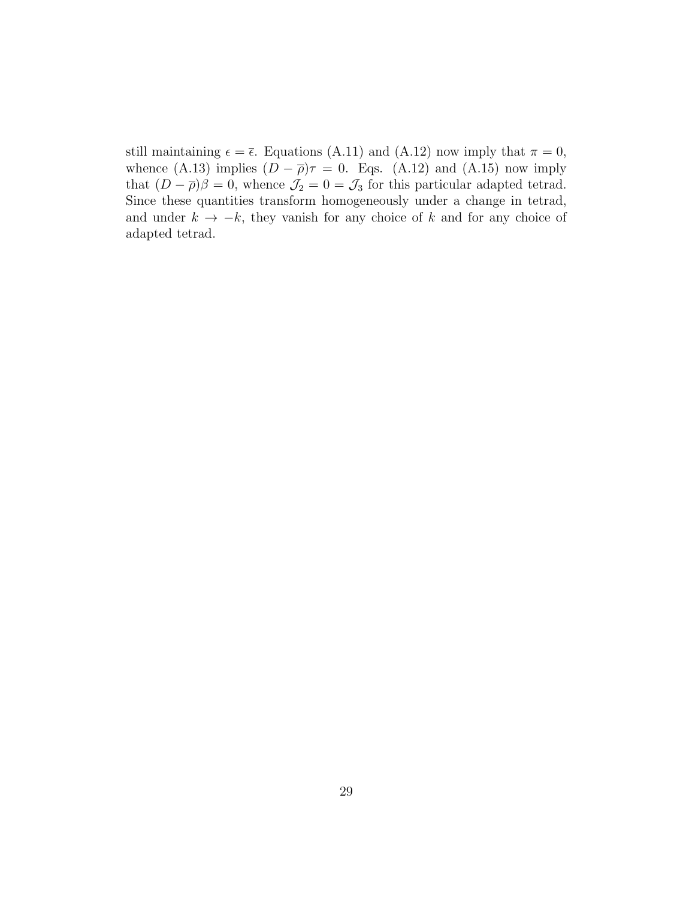still maintaining $\epsilon = \overline{\epsilon}$. Equations (A.11) and (A.12) now imply that $\pi = 0$, whence (A.13) implies $(D - \overline{\rho})\tau = 0$. Eqs. (A.12) and (A.15) now imply that $(D - \overline{\rho})\beta = 0$, whence $\mathcal{J}_2 = 0 = \mathcal{J}_3$ for this particular adapted tetrad. Since these quantities transform homogeneously under a change in tetrad, and under $k \to -k$, they vanish for any choice of $k$ and for any choice of adapted tetrad.